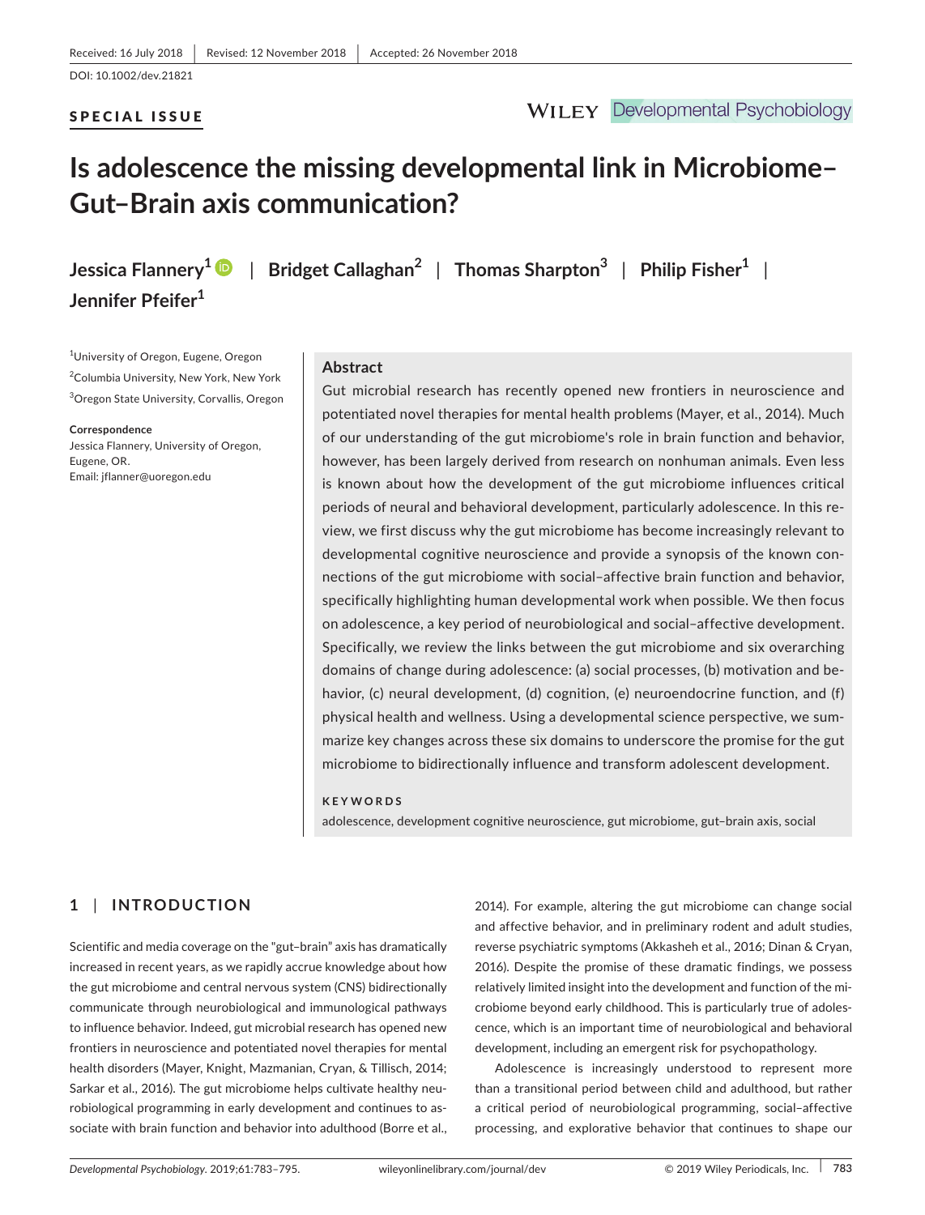Received: 16 July 2018 | Revised: 12 November 2018 | Accepted: 26 November 2018

DOI: 10.1002/dev.21821

**SPECIAL ISSUE**

# Is adolescence the missing developmental link in Microbiome–Gut–Brain axis communication?

**Jessica Flannery[1]** | **Bridget Callaghan[2]** | **Thomas Sharpton[3]** | **Philip Fisher[1]** | **Jennifer Pfeifer[1]**

[1]University of Oregon, Eugene, Oregon

[2]Columbia University, New York, New York

[3]Oregon State University, Corvallis, Oregon

**Correspondence**
Jessica Flannery, University of Oregon, Eugene, OR.
Email: jflanner@uoregon.edu

## Abstract

Gut microbial research has recently opened new frontiers in neuroscience and potentiated novel therapies for mental health problems (Mayer, et al., 2014). Much of our understanding of the gut microbiome's role in brain function and behavior, however, has been largely derived from research on nonhuman animals. Even less is known about how the development of the gut microbiome influences critical periods of neural and behavioral development, particularly adolescence. In this review, we first discuss why the gut microbiome has become increasingly relevant to developmental cognitive neuroscience and provide a synopsis of the known connections of the gut microbiome with social–affective brain function and behavior, specifically highlighting human developmental work when possible. We then focus on adolescence, a key period of neurobiological and social–affective development. Specifically, we review the links between the gut microbiome and six overarching domains of change during adolescence: (a) social processes, (b) motivation and behavior, (c) neural development, (d) cognition, (e) neuroendocrine function, and (f) physical health and wellness. Using a developmental science perspective, we summarize key changes across these six domains to underscore the promise for the gut microbiome to bidirectionally influence and transform adolescent development.

**KEYWORDS**

adolescence, development cognitive neuroscience, gut microbiome, gut–brain axis, social

## 1 | INTRODUCTION

Scientific and media coverage on the "gut–brain" axis has dramatically increased in recent years, as we rapidly accrue knowledge about how the gut microbiome and central nervous system (CNS) bidirectionally communicate through neurobiological and immunological pathways to influence behavior. Indeed, gut microbial research has opened new frontiers in neuroscience and potentiated novel therapies for mental health disorders (Mayer, Knight, Mazmanian, Cryan, & Tillisch, 2014; Sarkar et al., 2016). The gut microbiome helps cultivate healthy neurobiological programming in early development and continues to associate with brain function and behavior into adulthood (Borre et al., 2014). For example, altering the gut microbiome can change social and affective behavior, and in preliminary rodent and adult studies, reverse psychiatric symptoms (Akkasheh et al., 2016; Dinan & Cryan, 2016). Despite the promise of these dramatic findings, we possess relatively limited insight into the development and function of the microbiome beyond early childhood. This is particularly true of adolescence, which is an important time of neurobiological and behavioral development, including an emergent risk for psychopathology.

Adolescence is increasingly understood to represent more than a transitional period between child and adulthood, but rather a critical period of neurobiological programming, social–affective processing, and explorative behavior that continues to shape our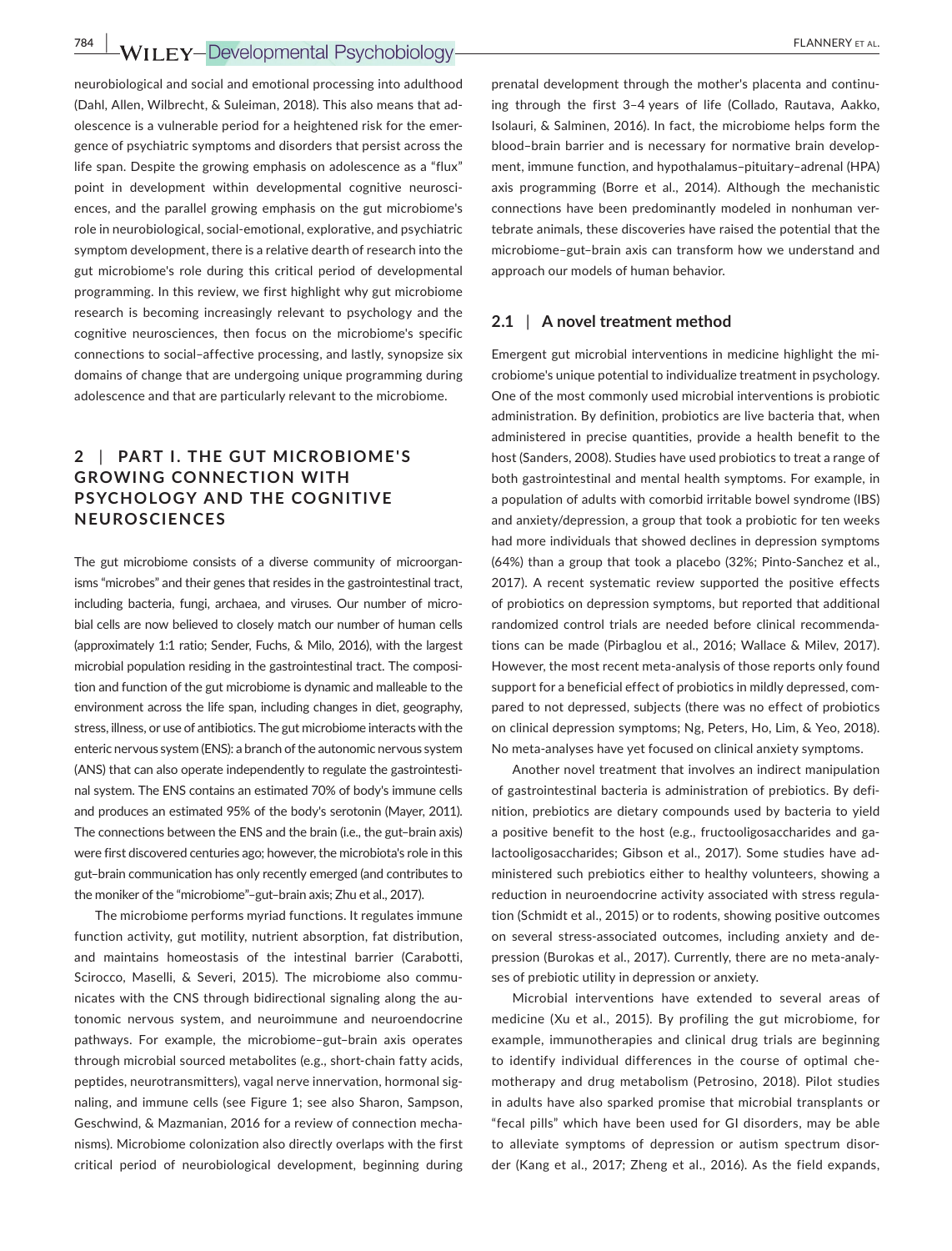neurobiological and social and emotional processing into adulthood (Dahl, Allen, Wilbrecht, & Suleiman, 2018). This also means that adolescence is a vulnerable period for a heightened risk for the emergence of psychiatric symptoms and disorders that persist across the life span. Despite the growing emphasis on adolescence as a "flux" point in development within developmental cognitive neurosciences, and the parallel growing emphasis on the gut microbiome's role in neurobiological, social-emotional, explorative, and psychiatric symptom development, there is a relative dearth of research into the gut microbiome's role during this critical period of developmental programming. In this review, we first highlight why gut microbiome research is becoming increasingly relevant to psychology and the cognitive neurosciences, then focus on the microbiome's specific connections to social–affective processing, and lastly, synopsize six domains of change that are undergoing unique programming during adolescence and that are particularly relevant to the microbiome.

## 2 | PART I. THE GUT MICROBIOME'S GROWING CONNECTION WITH PSYCHOLOGY AND THE COGNITIVE NEUROSCIENCES

The gut microbiome consists of a diverse community of microorganisms "microbes" and their genes that resides in the gastrointestinal tract, including bacteria, fungi, archaea, and viruses. Our number of microbial cells are now believed to closely match our number of human cells (approximately 1:1 ratio; Sender, Fuchs, & Milo, 2016), with the largest microbial population residing in the gastrointestinal tract. The composition and function of the gut microbiome is dynamic and malleable to the environment across the life span, including changes in diet, geography, stress, illness, or use of antibiotics. The gut microbiome interacts with the enteric nervous system (ENS): a branch of the autonomic nervous system (ANS) that can also operate independently to regulate the gastrointestinal system. The ENS contains an estimated 70% of body's immune cells and produces an estimated 95% of the body's serotonin (Mayer, 2011). The connections between the ENS and the brain (i.e., the gut–brain axis) were first discovered centuries ago; however, the microbiota's role in this gut–brain communication has only recently emerged (and contributes to the moniker of the "microbiome"–gut–brain axis; Zhu et al., 2017).

The microbiome performs myriad functions. It regulates immune function activity, gut motility, nutrient absorption, fat distribution, and maintains homeostasis of the intestinal barrier (Carabotti, Scirocco, Maselli, & Severi, 2015). The microbiome also communicates with the CNS through bidirectional signaling along the autonomic nervous system, and neuroimmune and neuroendocrine pathways. For example, the microbiome–gut–brain axis operates through microbial sourced metabolites (e.g., short-chain fatty acids, peptides, neurotransmitters), vagal nerve innervation, hormonal signaling, and immune cells (see Figure 1; see also Sharon, Sampson, Geschwind, & Mazmanian, 2016 for a review of connection mechanisms). Microbiome colonization also directly overlaps with the first critical period of neurobiological development, beginning during prenatal development through the mother's placenta and continuing through the first 3–4 years of life (Collado, Rautava, Aakko, Isolauri, & Salminen, 2016). In fact, the microbiome helps form the blood–brain barrier and is necessary for normative brain development, immune function, and hypothalamus–pituitary–adrenal (HPA) axis programming (Borre et al., 2014). Although the mechanistic connections have been predominantly modeled in nonhuman vertebrate animals, these discoveries have raised the potential that the microbiome–gut–brain axis can transform how we understand and approach our models of human behavior.

### 2.1 | A novel treatment method

Emergent gut microbial interventions in medicine highlight the microbiome's unique potential to individualize treatment in psychology. One of the most commonly used microbial interventions is probiotic administration. By definition, probiotics are live bacteria that, when administered in precise quantities, provide a health benefit to the host (Sanders, 2008). Studies have used probiotics to treat a range of both gastrointestinal and mental health symptoms. For example, in a population of adults with comorbid irritable bowel syndrome (IBS) and anxiety/depression, a group that took a probiotic for ten weeks had more individuals that showed declines in depression symptoms (64%) than a group that took a placebo (32%; Pinto-Sanchez et al., 2017). A recent systematic review supported the positive effects of probiotics on depression symptoms, but reported that additional randomized control trials are needed before clinical recommendations can be made (Pirbaglou et al., 2016; Wallace & Milev, 2017). However, the most recent meta-analysis of those reports only found support for a beneficial effect of probiotics in mildly depressed, compared to not depressed, subjects (there was no effect of probiotics on clinical depression symptoms; Ng, Peters, Ho, Lim, & Yeo, 2018). No meta-analyses have yet focused on clinical anxiety symptoms.

Another novel treatment that involves an indirect manipulation of gastrointestinal bacteria is administration of prebiotics. By definition, prebiotics are dietary compounds used by bacteria to yield a positive benefit to the host (e.g., fructooligosaccharides and galactooligosaccharides; Gibson et al., 2017). Some studies have administered such prebiotics either to healthy volunteers, showing a reduction in neuroendocrine activity associated with stress regulation (Schmidt et al., 2015) or to rodents, showing positive outcomes on several stress-associated outcomes, including anxiety and depression (Burokas et al., 2017). Currently, there are no meta-analyses of prebiotic utility in depression or anxiety.

Microbial interventions have extended to several areas of medicine (Xu et al., 2015). By profiling the gut microbiome, for example, immunotherapies and clinical drug trials are beginning to identify individual differences in the course of optimal chemotherapy and drug metabolism (Petrosino, 2018). Pilot studies in adults have also sparked promise that microbial transplants or "fecal pills" which have been used for GI disorders, may be able to alleviate symptoms of depression or autism spectrum disorder (Kang et al., 2017; Zheng et al., 2016). As the field expands,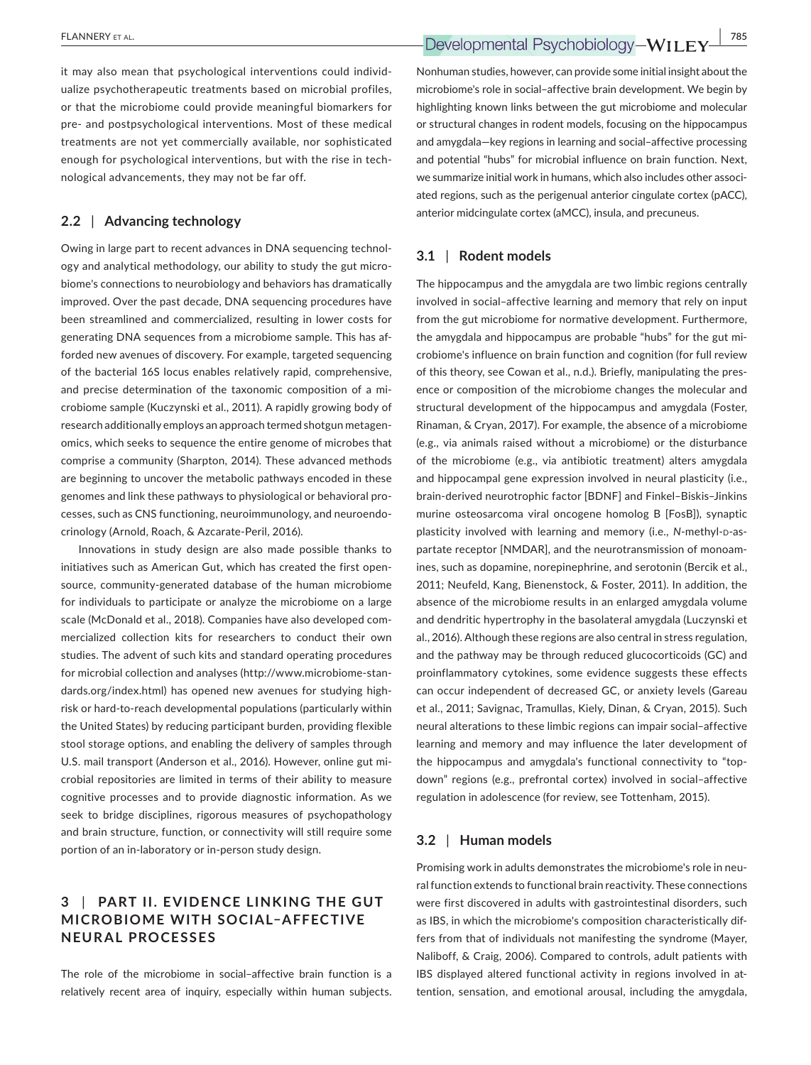it may also mean that psychological interventions could individualize psychotherapeutic treatments based on microbial profiles, or that the microbiome could provide meaningful biomarkers for pre- and postpsychological interventions. Most of these medical treatments are not yet commercially available, nor sophisticated enough for psychological interventions, but with the rise in technological advancements, they may not be far off.

## 2.2 | Advancing technology

Owing in large part to recent advances in DNA sequencing technology and analytical methodology, our ability to study the gut microbiome's connections to neurobiology and behaviors has dramatically improved. Over the past decade, DNA sequencing procedures have been streamlined and commercialized, resulting in lower costs for generating DNA sequences from a microbiome sample. This has afforded new avenues of discovery. For example, targeted sequencing of the bacterial 16S locus enables relatively rapid, comprehensive, and precise determination of the taxonomic composition of a microbiome sample (Kuczynski et al., 2011). A rapidly growing body of research additionally employs an approach termed shotgun metagenomics, which seeks to sequence the entire genome of microbes that comprise a community (Sharpton, 2014). These advanced methods are beginning to uncover the metabolic pathways encoded in these genomes and link these pathways to physiological or behavioral processes, such as CNS functioning, neuroimmunology, and neuroendocrinology (Arnold, Roach, & Azcarate-Peril, 2016).

Innovations in study design are also made possible thanks to initiatives such as American Gut, which has created the first open-source, community-generated database of the human microbiome for individuals to participate or analyze the microbiome on a large scale (McDonald et al., 2018). Companies have also developed commercialized collection kits for researchers to conduct their own studies. The advent of such kits and standard operating procedures for microbial collection and analyses (http://www.microbiome-standards.org/index.html) has opened new avenues for studying high-risk or hard-to-reach developmental populations (particularly within the United States) by reducing participant burden, providing flexible stool storage options, and enabling the delivery of samples through U.S. mail transport (Anderson et al., 2016). However, online gut microbial repositories are limited in terms of their ability to measure cognitive processes and to provide diagnostic information. As we seek to bridge disciplines, rigorous measures of psychopathology and brain structure, function, or connectivity will still require some portion of an in-laboratory or in-person study design.

# 3 | PART II. EVIDENCE LINKING THE GUT MICROBIOME WITH SOCIAL–AFFECTIVE NEURAL PROCESSES

The role of the microbiome in social–affective brain function is a relatively recent area of inquiry, especially within human subjects. Nonhuman studies, however, can provide some initial insight about the microbiome's role in social–affective brain development. We begin by highlighting known links between the gut microbiome and molecular or structural changes in rodent models, focusing on the hippocampus and amygdala—key regions in learning and social–affective processing and potential "hubs" for microbial influence on brain function. Next, we summarize initial work in humans, which also includes other associated regions, such as the perigenual anterior cingulate cortex (pACC), anterior midcingulate cortex (aMCC), insula, and precuneus.

## 3.1 | Rodent models

The hippocampus and the amygdala are two limbic regions centrally involved in social–affective learning and memory that rely on input from the gut microbiome for normative development. Furthermore, the amygdala and hippocampus are probable "hubs" for the gut microbiome's influence on brain function and cognition (for full review of this theory, see Cowan et al., n.d.). Briefly, manipulating the presence or composition of the microbiome changes the molecular and structural development of the hippocampus and amygdala (Foster, Rinaman, & Cryan, 2017). For example, the absence of a microbiome (e.g., via animals raised without a microbiome) or the disturbance of the microbiome (e.g., via antibiotic treatment) alters amygdala and hippocampal gene expression involved in neural plasticity (i.e., brain-derived neurotrophic factor [BDNF] and Finkel–Biskis–Jinkins murine osteosarcoma viral oncogene homolog B [FosB]), synaptic plasticity involved with learning and memory (i.e., *N*-methyl-D-aspartate receptor [NMDAR], and the neurotransmission of monoamines, such as dopamine, norepinephrine, and serotonin (Bercik et al., 2011; Neufeld, Kang, Bienenstock, & Foster, 2011). In addition, the absence of the microbiome results in an enlarged amygdala volume and dendritic hypertrophy in the basolateral amygdala (Luczynski et al., 2016). Although these regions are also central in stress regulation, and the pathway may be through reduced glucocorticoids (GC) and proinflammatory cytokines, some evidence suggests these effects can occur independent of decreased GC, or anxiety levels (Gareau et al., 2011; Savignac, Tramullas, Kiely, Dinan, & Cryan, 2015). Such neural alterations to these limbic regions can impair social–affective learning and memory and may influence the later development of the hippocampus and amygdala's functional connectivity to "top-down" regions (e.g., prefrontal cortex) involved in social–affective regulation in adolescence (for review, see Tottenham, 2015).

## 3.2 | Human models

Promising work in adults demonstrates the microbiome's role in neural function extends to functional brain reactivity. These connections were first discovered in adults with gastrointestinal disorders, such as IBS, in which the microbiome's composition characteristically differs from that of individuals not manifesting the syndrome (Mayer, Naliboff, & Craig, 2006). Compared to controls, adult patients with IBS displayed altered functional activity in regions involved in attention, sensation, and emotional arousal, including the amygdala,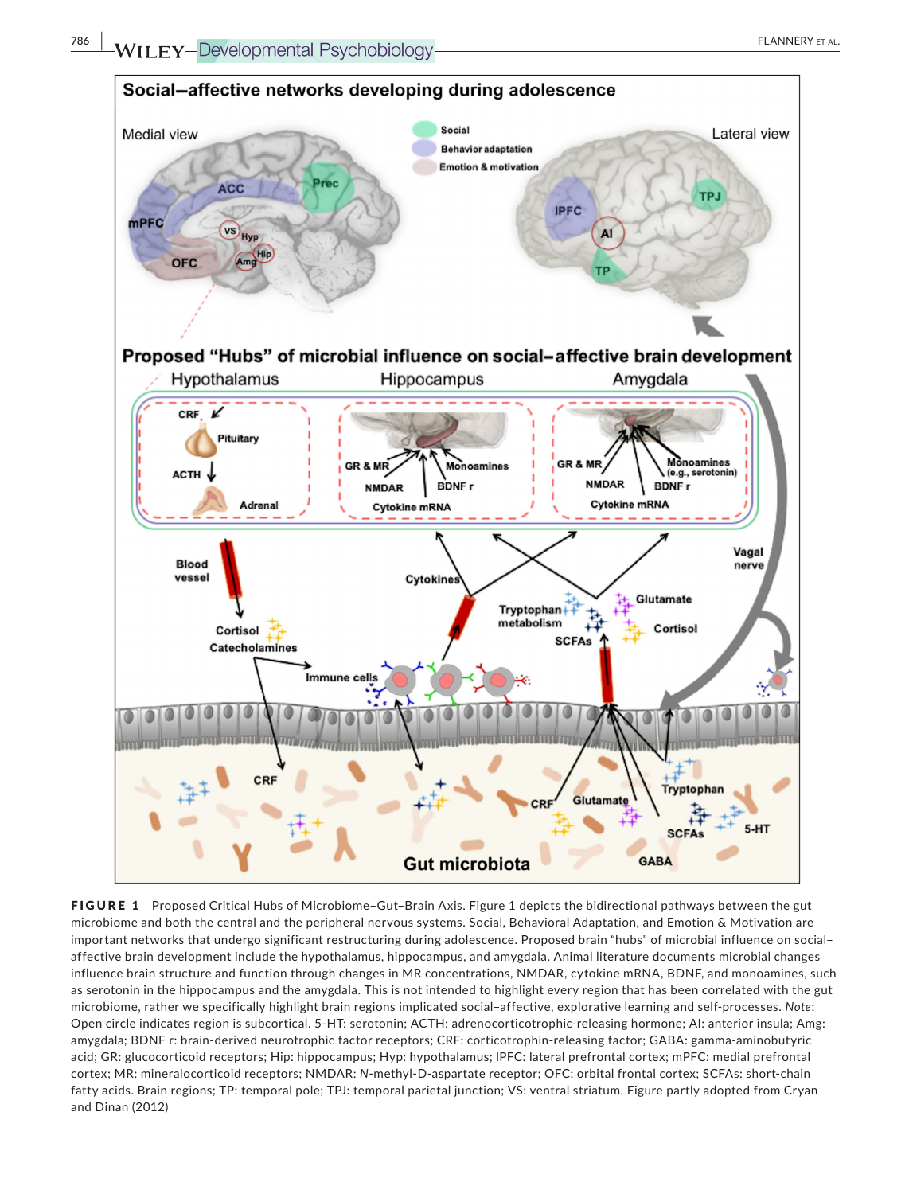**FIGURE 1** Proposed Critical Hubs of Microbiome–Gut–Brain Axis. Figure 1 depicts the bidirectional pathways between the gut microbiome and both the central and the peripheral nervous systems. Social, Behavioral Adaptation, and Emotion & Motivation are important networks that undergo significant restructuring during adolescence. Proposed brain "hubs" of microbial influence on social–affective brain development include the hypothalamus, hippocampus, and amygdala. Animal literature documents microbial changes influence brain structure and function through changes in MR concentrations, NMDAR, cytokine mRNA, BDNF, and monoamines, such as serotonin in the hippocampus and the amygdala. This is not intended to highlight every region that has been correlated with the gut microbiome, rather we specifically highlight brain regions implicated social–affective, explorative learning and self-processes. *Note*: Open circle indicates region is subcortical. 5-HT: serotonin; ACTH: adrenocorticotrophic-releasing hormone; AI: anterior insula; Amg: amygdala; BDNF r: brain-derived neurotrophic factor receptors; CRF: corticotrophin-releasing factor; GABA: gamma-aminobutyric acid; GR: glucocorticoid receptors; Hip: hippocampus; Hyp: hypothalamus; lPFC: lateral prefrontal cortex; mPFC: medial prefrontal cortex; MR: mineralocorticoid receptors; NMDAR: *N*-methyl-D-aspartate receptor; OFC: orbital frontal cortex; SCFAs: short-chain fatty acids. Brain regions; TP: temporal pole; TPJ: temporal parietal junction; VS: ventral striatum. Figure partly adopted from Cryan and Dinan (2012)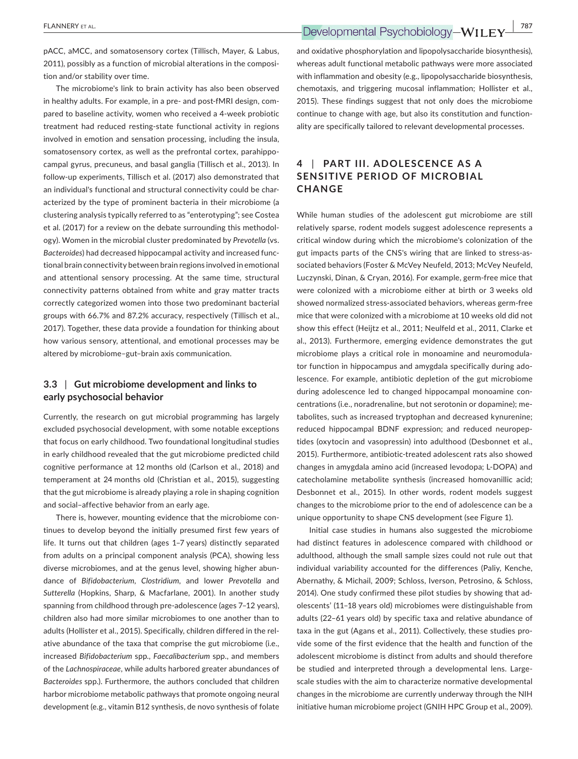pACC, aMCC, and somatosensory cortex (Tillisch, Mayer, & Labus, 2011), possibly as a function of microbial alterations in the composition and/or stability over time.

The microbiome's link to brain activity has also been observed in healthy adults. For example, in a pre- and post-fMRI design, compared to baseline activity, women who received a 4-week probiotic treatment had reduced resting-state functional activity in regions involved in emotion and sensation processing, including the insula, somatosensory cortex, as well as the prefrontal cortex, parahippocampal gyrus, precuneus, and basal ganglia (Tillisch et al., 2013). In follow-up experiments, Tillisch et al. (2017) also demonstrated that an individual's functional and structural connectivity could be characterized by the type of prominent bacteria in their microbiome (a clustering analysis typically referred to as "enterotyping"; see Costea et al. (2017) for a review on the debate surrounding this methodology). Women in the microbial cluster predominated by *Prevotella* (vs. *Bacteroides*) had decreased hippocampal activity and increased functional brain connectivity between brain regions involved in emotional and attentional sensory processing. At the same time, structural connectivity patterns obtained from white and gray matter tracts correctly categorized women into those two predominant bacterial groups with 66.7% and 87.2% accuracy, respectively (Tillisch et al., 2017). Together, these data provide a foundation for thinking about how various sensory, attentional, and emotional processes may be altered by microbiome–gut–brain axis communication.

### 3.3 | Gut microbiome development and links to early psychosocial behavior

Currently, the research on gut microbial programming has largely excluded psychosocial development, with some notable exceptions that focus on early childhood. Two foundational longitudinal studies in early childhood revealed that the gut microbiome predicted child cognitive performance at 12 months old (Carlson et al., 2018) and temperament at 24 months old (Christian et al., 2015), suggesting that the gut microbiome is already playing a role in shaping cognition and social–affective behavior from an early age.

There is, however, mounting evidence that the microbiome continues to develop beyond the initially presumed first few years of life. It turns out that children (ages 1–7 years) distinctly separated from adults on a principal component analysis (PCA), showing less diverse microbiomes, and at the genus level, showing higher abundance of *Bifidobacterium*, *Clostridium*, and lower *Prevotella* and *Sutterella* (Hopkins, Sharp, & Macfarlane, 2001). In another study spanning from childhood through pre-adolescence (ages 7–12 years), children also had more similar microbiomes to one another than to adults (Hollister et al., 2015). Specifically, children differed in the relative abundance of the taxa that comprise the gut microbiome (i.e., increased *Bifidobacterium* spp., *Faecalibacterium* spp., and members of the *Lachnospiraceae*, while adults harbored greater abundances of *Bacteroides* spp.). Furthermore, the authors concluded that children harbor microbiome metabolic pathways that promote ongoing neural development (e.g., vitamin B12 synthesis, de novo synthesis of folate and oxidative phosphorylation and lipopolysaccharide biosynthesis), whereas adult functional metabolic pathways were more associated with inflammation and obesity (e.g., lipopolysaccharide biosynthesis, chemotaxis, and triggering mucosal inflammation; Hollister et al., 2015). These findings suggest that not only does the microbiome continue to change with age, but also its constitution and functionality are specifically tailored to relevant developmental processes.

## 4 | PART III. ADOLESCENCE AS A SENSITIVE PERIOD OF MICROBIAL CHANGE

While human studies of the adolescent gut microbiome are still relatively sparse, rodent models suggest adolescence represents a critical window during which the microbiome's colonization of the gut impacts parts of the CNS's wiring that are linked to stress-associated behaviors (Foster & McVey Neufeld, 2013; McVey Neufeld, Luczynski, Dinan, & Cryan, 2016). For example, germ-free mice that were colonized with a microbiome either at birth or 3 weeks old showed normalized stress-associated behaviors, whereas germ-free mice that were colonized with a microbiome at 10 weeks old did not show this effect (Heijtz et al., 2011; Neulfeld et al., 2011, Clarke et al., 2013). Furthermore, emerging evidence demonstrates the gut microbiome plays a critical role in monoamine and neuromodulator function in hippocampus and amygdala specifically during adolescence. For example, antibiotic depletion of the gut microbiome during adolescence led to changed hippocampal monoamine concentrations (i.e., noradrenaline, but not serotonin or dopamine); metabolites, such as increased tryptophan and decreased kynurenine; reduced hippocampal BDNF expression; and reduced neuropeptides (oxytocin and vasopressin) into adulthood (Desbonnet et al., 2015). Furthermore, antibiotic-treated adolescent rats also showed changes in amygdala amino acid (increased levodopa; L-DOPA) and catecholamine metabolite synthesis (increased homovanillic acid; Desbonnet et al., 2015). In other words, rodent models suggest changes to the microbiome prior to the end of adolescence can be a unique opportunity to shape CNS development (see Figure 1).

Initial case studies in humans also suggested the microbiome had distinct features in adolescence compared with childhood or adulthood, although the small sample sizes could not rule out that individual variability accounted for the differences (Paliy, Kenche, Abernathy, & Michail, 2009; Schloss, Iverson, Petrosino, & Schloss, 2014). One study confirmed these pilot studies by showing that adolescents' (11–18 years old) microbiomes were distinguishable from adults (22–61 years old) by specific taxa and relative abundance of taxa in the gut (Agans et al., 2011). Collectively, these studies provide some of the first evidence that the health and function of the adolescent microbiome is distinct from adults and should therefore be studied and interpreted through a developmental lens. Large-scale studies with the aim to characterize normative developmental changes in the microbiome are currently underway through the NIH initiative human microbiome project (GNIH HPC Group et al., 2009).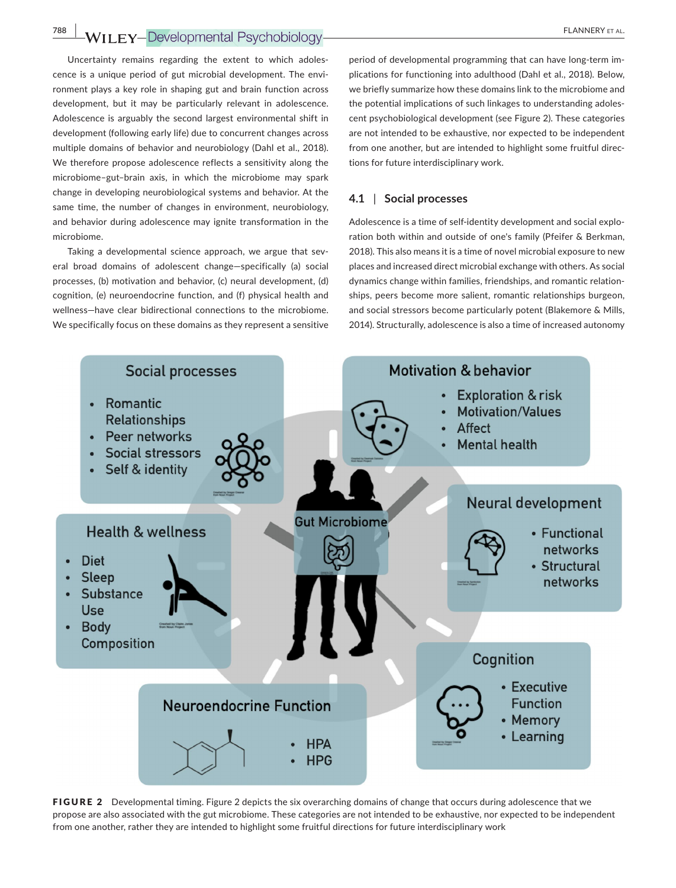Uncertainty remains regarding the extent to which adolescence is a unique period of gut microbial development. The environment plays a key role in shaping gut and brain function across development, but it may be particularly relevant in adolescence. Adolescence is arguably the second largest environmental shift in development (following early life) due to concurrent changes across multiple domains of behavior and neurobiology (Dahl et al., 2018). We therefore propose adolescence reflects a sensitivity along the microbiome–gut–brain axis, in which the microbiome may spark change in developing neurobiological systems and behavior. At the same time, the number of changes in environment, neurobiology, and behavior during adolescence may ignite transformation in the microbiome.

Taking a developmental science approach, we argue that several broad domains of adolescent change—specifically (a) social processes, (b) motivation and behavior, (c) neural development, (d) cognition, (e) neuroendocrine function, and (f) physical health and wellness—have clear bidirectional connections to the microbiome. We specifically focus on these domains as they represent a sensitive period of developmental programming that can have long-term implications for functioning into adulthood (Dahl et al., 2018). Below, we briefly summarize how these domains link to the microbiome and the potential implications of such linkages to understanding adolescent psychobiological development (see Figure 2). These categories are not intended to be exhaustive, nor expected to be independent from one another, but are intended to highlight some fruitful directions for future interdisciplinary work.

## 4.1 | Social processes

Adolescence is a time of self-identity development and social exploration both within and outside of one's family (Pfeifer & Berkman, 2018). This also means it is a time of novel microbial exposure to new places and increased direct microbial exchange with others. As social dynamics change within families, friendships, and romantic relationships, peers become more salient, romantic relationships burgeon, and social stressors become particularly potent (Blakemore & Mills, 2014). Structurally, adolescence is also a time of increased autonomy

**FIGURE 2** Developmental timing. Figure 2 depicts the six overarching domains of change that occurs during adolescence that we propose are also associated with the gut microbiome. These categories are not intended to be exhaustive, nor expected to be independent from one another, rather they are intended to highlight some fruitful directions for future interdisciplinary work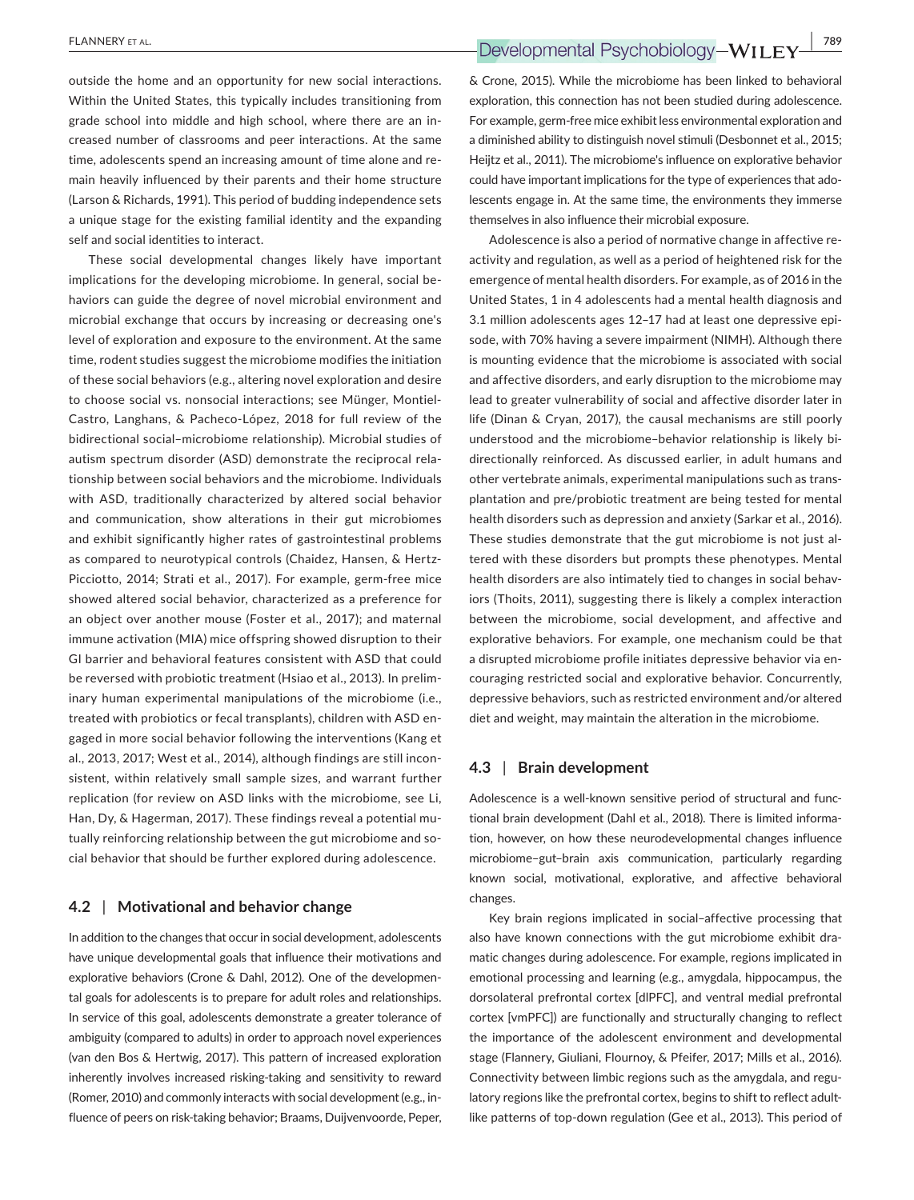outside the home and an opportunity for new social interactions. Within the United States, this typically includes transitioning from grade school into middle and high school, where there are an increased number of classrooms and peer interactions. At the same time, adolescents spend an increasing amount of time alone and remain heavily influenced by their parents and their home structure (Larson & Richards, 1991). This period of budding independence sets a unique stage for the existing familial identity and the expanding self and social identities to interact.

These social developmental changes likely have important implications for the developing microbiome. In general, social behaviors can guide the degree of novel microbial environment and microbial exchange that occurs by increasing or decreasing one's level of exploration and exposure to the environment. At the same time, rodent studies suggest the microbiome modifies the initiation of these social behaviors (e.g., altering novel exploration and desire to choose social vs. nonsocial interactions; see Münger, Montiel-Castro, Langhans, & Pacheco-López, 2018 for full review of the bidirectional social–microbiome relationship). Microbial studies of autism spectrum disorder (ASD) demonstrate the reciprocal relationship between social behaviors and the microbiome. Individuals with ASD, traditionally characterized by altered social behavior and communication, show alterations in their gut microbiomes and exhibit significantly higher rates of gastrointestinal problems as compared to neurotypical controls (Chaidez, Hansen, & Hertz-Picciotto, 2014; Strati et al., 2017). For example, germ-free mice showed altered social behavior, characterized as a preference for an object over another mouse (Foster et al., 2017); and maternal immune activation (MIA) mice offspring showed disruption to their GI barrier and behavioral features consistent with ASD that could be reversed with probiotic treatment (Hsiao et al., 2013). In preliminary human experimental manipulations of the microbiome (i.e., treated with probiotics or fecal transplants), children with ASD engaged in more social behavior following the interventions (Kang et al., 2013, 2017; West et al., 2014), although findings are still inconsistent, within relatively small sample sizes, and warrant further replication (for review on ASD links with the microbiome, see Li, Han, Dy, & Hagerman, 2017). These findings reveal a potential mutually reinforcing relationship between the gut microbiome and social behavior that should be further explored during adolescence.

### 4.2 | Motivational and behavior change

In addition to the changes that occur in social development, adolescents have unique developmental goals that influence their motivations and explorative behaviors (Crone & Dahl, 2012). One of the developmental goals for adolescents is to prepare for adult roles and relationships. In service of this goal, adolescents demonstrate a greater tolerance of ambiguity (compared to adults) in order to approach novel experiences (van den Bos & Hertwig, 2017). This pattern of increased exploration inherently involves increased risking-taking and sensitivity to reward (Romer, 2010) and commonly interacts with social development (e.g., influence of peers on risk-taking behavior; Braams, Duijvenvoorde, Peper, & Crone, 2015). While the microbiome has been linked to behavioral exploration, this connection has not been studied during adolescence. For example, germ-free mice exhibit less environmental exploration and a diminished ability to distinguish novel stimuli (Desbonnet et al., 2015; Heijtz et al., 2011). The microbiome's influence on explorative behavior could have important implications for the type of experiences that adolescents engage in. At the same time, the environments they immerse themselves in also influence their microbial exposure.

Adolescence is also a period of normative change in affective reactivity and regulation, as well as a period of heightened risk for the emergence of mental health disorders. For example, as of 2016 in the United States, 1 in 4 adolescents had a mental health diagnosis and 3.1 million adolescents ages 12–17 had at least one depressive episode, with 70% having a severe impairment (NIMH). Although there is mounting evidence that the microbiome is associated with social and affective disorders, and early disruption to the microbiome may lead to greater vulnerability of social and affective disorder later in life (Dinan & Cryan, 2017), the causal mechanisms are still poorly understood and the microbiome–behavior relationship is likely bidirectionally reinforced. As discussed earlier, in adult humans and other vertebrate animals, experimental manipulations such as transplantation and pre/probiotic treatment are being tested for mental health disorders such as depression and anxiety (Sarkar et al., 2016). These studies demonstrate that the gut microbiome is not just altered with these disorders but prompts these phenotypes. Mental health disorders are also intimately tied to changes in social behaviors (Thoits, 2011), suggesting there is likely a complex interaction between the microbiome, social development, and affective and explorative behaviors. For example, one mechanism could be that a disrupted microbiome profile initiates depressive behavior via encouraging restricted social and explorative behavior. Concurrently, depressive behaviors, such as restricted environment and/or altered diet and weight, may maintain the alteration in the microbiome.

### 4.3 | Brain development

Adolescence is a well-known sensitive period of structural and functional brain development (Dahl et al., 2018). There is limited information, however, on how these neurodevelopmental changes influence microbiome–gut–brain axis communication, particularly regarding known social, motivational, explorative, and affective behavioral changes.

Key brain regions implicated in social–affective processing that also have known connections with the gut microbiome exhibit dramatic changes during adolescence. For example, regions implicated in emotional processing and learning (e.g., amygdala, hippocampus, the dorsolateral prefrontal cortex [dlPFC], and ventral medial prefrontal cortex [vmPFC]) are functionally and structurally changing to reflect the importance of the adolescent environment and developmental stage (Flannery, Giuliani, Flournoy, & Pfeifer, 2017; Mills et al., 2016). Connectivity between limbic regions such as the amygdala, and regulatory regions like the prefrontal cortex, begins to shift to reflect adult-like patterns of top-down regulation (Gee et al., 2013). This period of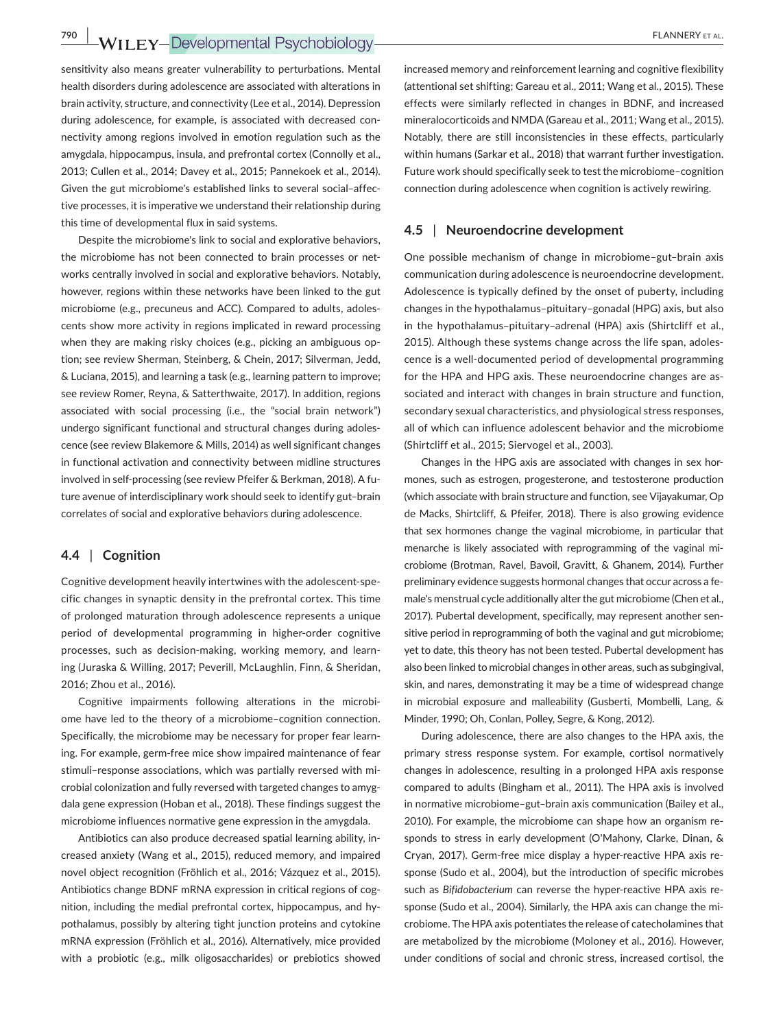sensitivity also means greater vulnerability to perturbations. Mental health disorders during adolescence are associated with alterations in brain activity, structure, and connectivity (Lee et al., 2014). Depression during adolescence, for example, is associated with decreased connectivity among regions involved in emotion regulation such as the amygdala, hippocampus, insula, and prefrontal cortex (Connolly et al., 2013; Cullen et al., 2014; Davey et al., 2015; Pannekoek et al., 2014). Given the gut microbiome's established links to several social–affective processes, it is imperative we understand their relationship during this time of developmental flux in said systems.

Despite the microbiome's link to social and explorative behaviors, the microbiome has not been connected to brain processes or networks centrally involved in social and explorative behaviors. Notably, however, regions within these networks have been linked to the gut microbiome (e.g., precuneus and ACC). Compared to adults, adolescents show more activity in regions implicated in reward processing when they are making risky choices (e.g., picking an ambiguous option; see review Sherman, Steinberg, & Chein, 2017; Silverman, Jedd, & Luciana, 2015), and learning a task (e.g., learning pattern to improve; see review Romer, Reyna, & Satterthwaite, 2017). In addition, regions associated with social processing (i.e., the "social brain network") undergo significant functional and structural changes during adolescence (see review Blakemore & Mills, 2014) as well significant changes in functional activation and connectivity between midline structures involved in self-processing (see review Pfeifer & Berkman, 2018). A future avenue of interdisciplinary work should seek to identify gut–brain correlates of social and explorative behaviors during adolescence.

### 4.4 | Cognition

Cognitive development heavily intertwines with the adolescent-specific changes in synaptic density in the prefrontal cortex. This time of prolonged maturation through adolescence represents a unique period of developmental programming in higher-order cognitive processes, such as decision-making, working memory, and learning (Juraska & Willing, 2017; Peverill, McLaughlin, Finn, & Sheridan, 2016; Zhou et al., 2016).

Cognitive impairments following alterations in the microbiome have led to the theory of a microbiome–cognition connection. Specifically, the microbiome may be necessary for proper fear learning. For example, germ-free mice show impaired maintenance of fear stimuli–response associations, which was partially reversed with microbial colonization and fully reversed with targeted changes to amygdala gene expression (Hoban et al., 2018). These findings suggest the microbiome influences normative gene expression in the amygdala.

Antibiotics can also produce decreased spatial learning ability, increased anxiety (Wang et al., 2015), reduced memory, and impaired novel object recognition (Fröhlich et al., 2016; Vázquez et al., 2015). Antibiotics change BDNF mRNA expression in critical regions of cognition, including the medial prefrontal cortex, hippocampus, and hypothalamus, possibly by altering tight junction proteins and cytokine mRNA expression (Fröhlich et al., 2016). Alternatively, mice provided with a probiotic (e.g., milk oligosaccharides) or prebiotics showed increased memory and reinforcement learning and cognitive flexibility (attentional set shifting; Gareau et al., 2011; Wang et al., 2015). These effects were similarly reflected in changes in BDNF, and increased mineralocorticoids and NMDA (Gareau et al., 2011; Wang et al., 2015). Notably, there are still inconsistencies in these effects, particularly within humans (Sarkar et al., 2018) that warrant further investigation. Future work should specifically seek to test the microbiome–cognition connection during adolescence when cognition is actively rewiring.

### 4.5 | Neuroendocrine development

One possible mechanism of change in microbiome–gut–brain axis communication during adolescence is neuroendocrine development. Adolescence is typically defined by the onset of puberty, including changes in the hypothalamus–pituitary–gonadal (HPG) axis, but also in the hypothalamus–pituitary–adrenal (HPA) axis (Shirtcliff et al., 2015). Although these systems change across the life span, adolescence is a well-documented period of developmental programming for the HPA and HPG axis. These neuroendocrine changes are associated and interact with changes in brain structure and function, secondary sexual characteristics, and physiological stress responses, all of which can influence adolescent behavior and the microbiome (Shirtcliff et al., 2015; Siervogel et al., 2003).

Changes in the HPG axis are associated with changes in sex hormones, such as estrogen, progesterone, and testosterone production (which associate with brain structure and function, see Vijayakumar, Op de Macks, Shirtcliff, & Pfeifer, 2018). There is also growing evidence that sex hormones change the vaginal microbiome, in particular that menarche is likely associated with reprogramming of the vaginal microbiome (Brotman, Ravel, Bavoil, Gravitt, & Ghanem, 2014). Further preliminary evidence suggests hormonal changes that occur across a female's menstrual cycle additionally alter the gut microbiome (Chen et al., 2017). Pubertal development, specifically, may represent another sensitive period in reprogramming of both the vaginal and gut microbiome; yet to date, this theory has not been tested. Pubertal development has also been linked to microbial changes in other areas, such as subgingival, skin, and nares, demonstrating it may be a time of widespread change in microbial exposure and malleability (Gusberti, Mombelli, Lang, & Minder, 1990; Oh, Conlan, Polley, Segre, & Kong, 2012).

During adolescence, there are also changes to the HPA axis, the primary stress response system. For example, cortisol normatively changes in adolescence, resulting in a prolonged HPA axis response compared to adults (Bingham et al., 2011). The HPA axis is involved in normative microbiome–gut–brain axis communication (Bailey et al., 2010). For example, the microbiome can shape how an organism responds to stress in early development (O'Mahony, Clarke, Dinan, & Cryan, 2017). Germ-free mice display a hyper-reactive HPA axis response (Sudo et al., 2004), but the introduction of specific microbes such as *Bifidobacterium* can reverse the hyper-reactive HPA axis response (Sudo et al., 2004). Similarly, the HPA axis can change the microbiome. The HPA axis potentiates the release of catecholamines that are metabolized by the microbiome (Moloney et al., 2016). However, under conditions of social and chronic stress, increased cortisol, the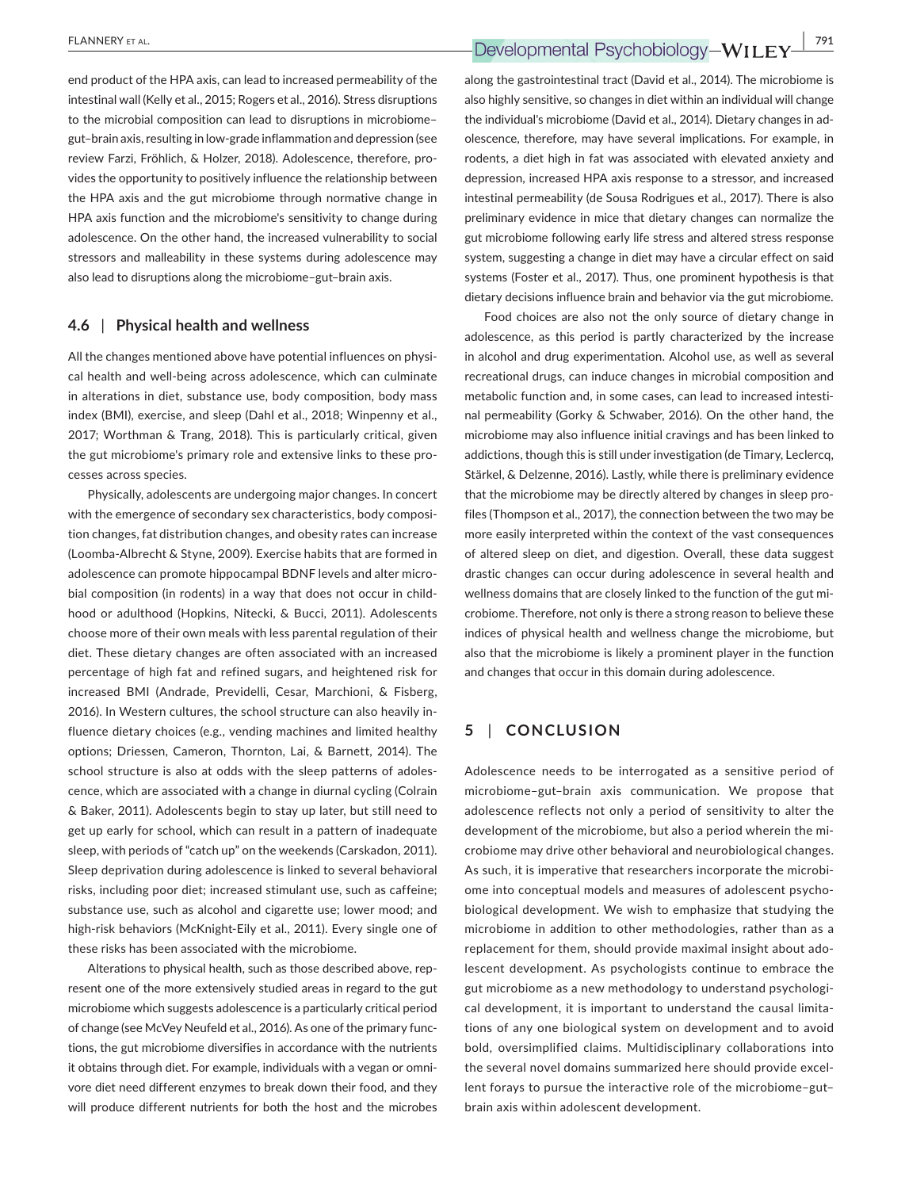end product of the HPA axis, can lead to increased permeability of the intestinal wall (Kelly et al., 2015; Rogers et al., 2016). Stress disruptions to the microbial composition can lead to disruptions in microbiome–gut–brain axis, resulting in low-grade inflammation and depression (see review Farzi, Fröhlich, & Holzer, 2018). Adolescence, therefore, provides the opportunity to positively influence the relationship between the HPA axis and the gut microbiome through normative change in HPA axis function and the microbiome's sensitivity to change during adolescence. On the other hand, the increased vulnerability to social stressors and malleability in these systems during adolescence may also lead to disruptions along the microbiome–gut–brain axis.

### 4.6 | Physical health and wellness

All the changes mentioned above have potential influences on physical health and well-being across adolescence, which can culminate in alterations in diet, substance use, body composition, body mass index (BMI), exercise, and sleep (Dahl et al., 2018; Winpenny et al., 2017; Worthman & Trang, 2018). This is particularly critical, given the gut microbiome's primary role and extensive links to these processes across species.

Physically, adolescents are undergoing major changes. In concert with the emergence of secondary sex characteristics, body composition changes, fat distribution changes, and obesity rates can increase (Loomba-Albrecht & Styne, 2009). Exercise habits that are formed in adolescence can promote hippocampal BDNF levels and alter microbial composition (in rodents) in a way that does not occur in childhood or adulthood (Hopkins, Nitecki, & Bucci, 2011). Adolescents choose more of their own meals with less parental regulation of their diet. These dietary changes are often associated with an increased percentage of high fat and refined sugars, and heightened risk for increased BMI (Andrade, Previdelli, Cesar, Marchioni, & Fisberg, 2016). In Western cultures, the school structure can also heavily influence dietary choices (e.g., vending machines and limited healthy options; Driessen, Cameron, Thornton, Lai, & Barnett, 2014). The school structure is also at odds with the sleep patterns of adolescence, which are associated with a change in diurnal cycling (Colrain & Baker, 2011). Adolescents begin to stay up later, but still need to get up early for school, which can result in a pattern of inadequate sleep, with periods of "catch up" on the weekends (Carskadon, 2011). Sleep deprivation during adolescence is linked to several behavioral risks, including poor diet; increased stimulant use, such as caffeine; substance use, such as alcohol and cigarette use; lower mood; and high-risk behaviors (McKnight-Eily et al., 2011). Every single one of these risks has been associated with the microbiome.

Alterations to physical health, such as those described above, represent one of the more extensively studied areas in regard to the gut microbiome which suggests adolescence is a particularly critical period of change (see McVey Neufeld et al., 2016). As one of the primary functions, the gut microbiome diversifies in accordance with the nutrients it obtains through diet. For example, individuals with a vegan or omnivore diet need different enzymes to break down their food, and they will produce different nutrients for both the host and the microbes along the gastrointestinal tract (David et al., 2014). The microbiome is also highly sensitive, so changes in diet within an individual will change the individual's microbiome (David et al., 2014). Dietary changes in adolescence, therefore, may have several implications. For example, in rodents, a diet high in fat was associated with elevated anxiety and depression, increased HPA axis response to a stressor, and increased intestinal permeability (de Sousa Rodrigues et al., 2017). There is also preliminary evidence in mice that dietary changes can normalize the gut microbiome following early life stress and altered stress response system, suggesting a change in diet may have a circular effect on said systems (Foster et al., 2017). Thus, one prominent hypothesis is that dietary decisions influence brain and behavior via the gut microbiome.

Food choices are also not the only source of dietary change in adolescence, as this period is partly characterized by the increase in alcohol and drug experimentation. Alcohol use, as well as several recreational drugs, can induce changes in microbial composition and metabolic function and, in some cases, can lead to increased intestinal permeability (Gorky & Schwaber, 2016). On the other hand, the microbiome may also influence initial cravings and has been linked to addictions, though this is still under investigation (de Timary, Leclercq, Stärkel, & Delzenne, 2016). Lastly, while there is preliminary evidence that the microbiome may be directly altered by changes in sleep profiles (Thompson et al., 2017), the connection between the two may be more easily interpreted within the context of the vast consequences of altered sleep on diet, and digestion. Overall, these data suggest drastic changes can occur during adolescence in several health and wellness domains that are closely linked to the function of the gut microbiome. Therefore, not only is there a strong reason to believe these indices of physical health and wellness change the microbiome, but also that the microbiome is likely a prominent player in the function and changes that occur in this domain during adolescence.

## 5 | CONCLUSION

Adolescence needs to be interrogated as a sensitive period of microbiome–gut–brain axis communication. We propose that adolescence reflects not only a period of sensitivity to alter the development of the microbiome, but also a period wherein the microbiome may drive other behavioral and neurobiological changes. As such, it is imperative that researchers incorporate the microbiome into conceptual models and measures of adolescent psychobiological development. We wish to emphasize that studying the microbiome in addition to other methodologies, rather than as a replacement for them, should provide maximal insight about adolescent development. As psychologists continue to embrace the gut microbiome as a new methodology to understand psychological development, it is important to understand the causal limitations of any one biological system on development and to avoid bold, oversimplified claims. Multidisciplinary collaborations into the several novel domains summarized here should provide excellent forays to pursue the interactive role of the microbiome–gut–brain axis within adolescent development.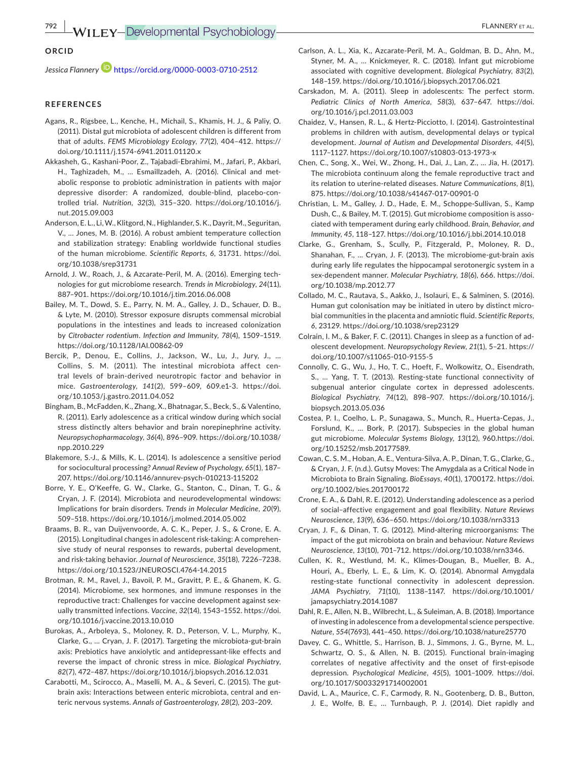## ORCID

*Jessica Flannery* https://orcid.org/0000-0003-0710-2512

## REFERENCES

Agans, R., Rigsbee, L., Kenche, H., Michail, S., Khamis, H. J., & Paliy, O. (2011). Distal gut microbiota of adolescent children is different from that of adults. *FEMS Microbiology Ecology*, *77*(2), 404–412. https://doi.org/10.1111/j.1574-6941.2011.01120.x

Akkasheh, G., Kashani-Poor, Z., Tajabadi-Ebrahimi, M., Jafari, P., Akbari, H., Taghizadeh, M., … Esmaillzadeh, A. (2016). Clinical and metabolic response to probiotic administration in patients with major depressive disorder: A randomized, double-blind, placebo-controlled trial. *Nutrition*, *32*(3), 315–320. https://doi.org/10.1016/j.nut.2015.09.003

Anderson, E. L., Li, W., Klitgord, N., Highlander, S. K., Dayrit, M., Seguritan, V., … Jones, M. B. (2016). A robust ambient temperature collection and stabilization strategy: Enabling worldwide functional studies of the human microbiome. *Scientific Reports*, *6*, 31731. https://doi.org/10.1038/srep31731

Arnold, J. W., Roach, J., & Azcarate-Peril, M. A. (2016). Emerging technologies for gut microbiome research. *Trends in Microbiology*, *24*(11), 887–901. https://doi.org/10.1016/j.tim.2016.06.008

Bailey, M. T., Dowd, S. E., Parry, N. M. A., Galley, J. D., Schauer, D. B., & Lyte, M. (2010). Stressor exposure disrupts commensal microbial populations in the intestines and leads to increased colonization by *Citrobacter rodentium*. *Infection and Immunity*, *78*(4), 1509–1519. https://doi.org/10.1128/IAI.00862-09

Bercik, P., Denou, E., Collins, J., Jackson, W., Lu, J., Jury, J., … Collins, S. M. (2011). The intestinal microbiota affect central levels of brain-derived neurotropic factor and behavior in mice. *Gastroenterology*, *141*(2), 599–609, 609.e1-3. https://doi.org/10.1053/j.gastro.2011.04.052

Bingham, B., McFadden, K., Zhang, X., Bhatnagar, S., Beck, S., & Valentino, R. (2011). Early adolescence as a critical window during which social stress distinctly alters behavior and brain norepinephrine activity. *Neuropsychopharmacology*, *36*(4), 896–909. https://doi.org/10.1038/npp.2010.229

Blakemore, S.-J., & Mills, K. L. (2014). Is adolescence a sensitive period for sociocultural processing? *Annual Review of Psychology*, *65*(1), 187–207. https://doi.org/10.1146/annurev-psych-010213-115202

Borre, Y. E., O'Keeffe, G. W., Clarke, G., Stanton, C., Dinan, T. G., & Cryan, J. F. (2014). Microbiota and neurodevelopmental windows: Implications for brain disorders. *Trends in Molecular Medicine*, *20*(9), 509–518. https://doi.org/10.1016/j.molmed.2014.05.002

Braams, B. R., van Duijvenvoorde, A. C. K., Peper, J. S., & Crone, E. A. (2015). Longitudinal changes in adolescent risk-taking: A comprehensive study of neural responses to rewards, pubertal development, and risk-taking behavior. *Journal of Neuroscience*, *35*(18), 7226–7238. https://doi.org/10.1523/JNEUROSCI.4764-14.2015

Brotman, R. M., Ravel, J., Bavoil, P. M., Gravitt, P. E., & Ghanem, K. G. (2014). Microbiome, sex hormones, and immune responses in the reproductive tract: Challenges for vaccine development against sexually transmitted infections. *Vaccine*, *32*(14), 1543–1552. https://doi.org/10.1016/j.vaccine.2013.10.010

Burokas, A., Arboleya, S., Moloney, R. D., Peterson, V. L., Murphy, K., Clarke, G., … Cryan, J. F. (2017). Targeting the microbiota-gut-brain axis: Prebiotics have anxiolytic and antidepressant-like effects and reverse the impact of chronic stress in mice. *Biological Psychiatry*, *82*(7), 472–487. https://doi.org/10.1016/j.biopsych.2016.12.031

Carabotti, M., Scirocco, A., Maselli, M. A., & Severi, C. (2015). The gut-brain axis: Interactions between enteric microbiota, central and enteric nervous systems. *Annals of Gastroenterology*, *28*(2), 203–209.

Carlson, A. L., Xia, K., Azcarate-Peril, M. A., Goldman, B. D., Ahn, M., Styner, M. A., … Knickmeyer, R. C. (2018). Infant gut microbiome associated with cognitive development. *Biological Psychiatry*, *83*(2), 148–159. https://doi.org/10.1016/j.biopsych.2017.06.021

Carskadon, M. A. (2011). Sleep in adolescents: The perfect storm. *Pediatric Clinics of North America*, *58*(3), 637–647. https://doi.org/10.1016/j.pcl.2011.03.003

Chaidez, V., Hansen, R. L., & Hertz-Picciotto, I. (2014). Gastrointestinal problems in children with autism, developmental delays or typical development. *Journal of Autism and Developmental Disorders*, *44*(5), 1117–1127. https://doi.org/10.1007/s10803-013-1973-x

Chen, C., Song, X., Wei, W., Zhong, H., Dai, J., Lan, Z., … Jia, H. (2017). The microbiota continuum along the female reproductive tract and its relation to uterine-related diseases. *Nature Communications*, *8*(1), 875. https://doi.org/10.1038/s41467-017-00901-0

Christian, L. M., Galley, J. D., Hade, E. M., Schoppe-Sullivan, S., Kamp Dush, C., & Bailey, M. T. (2015). Gut microbiome composition is associated with temperament during early childhood. *Brain, Behavior, and Immunity*, *45*, 118–127. https://doi.org/10.1016/j.bbi.2014.10.018

Clarke, G., Grenham, S., Scully, P., Fitzgerald, P., Moloney, R. D., Shanahan, F., … Cryan, J. F. (2013). The microbiome-gut-brain axis during early life regulates the hippocampal serotonergic system in a sex-dependent manner. *Molecular Psychiatry*, *18*(6), 666. https://doi.org/10.1038/mp.2012.77

Collado, M. C., Rautava, S., Aakko, J., Isolauri, E., & Salminen, S. (2016). Human gut colonisation may be initiated in utero by distinct microbial communities in the placenta and amniotic fluid. *Scientific Reports*, *6*, 23129. https://doi.org/10.1038/srep23129

Colrain, I. M., & Baker, F. C. (2011). Changes in sleep as a function of adolescent development. *Neuropsychology Review*, *21*(1), 5–21. https://doi.org/10.1007/s11065-010-9155-5

Connolly, C. G., Wu, J., Ho, T. C., Hoeft, F., Wolkowitz, O., Eisendrath, S., … Yang, T. T. (2013). Resting-state functional connectivity of subgenual anterior cingulate cortex in depressed adolescents. *Biological Psychiatry*, *74*(12), 898–907. https://doi.org/10.1016/j.biopsych.2013.05.036

Costea, P. I., Coelho, L. P., Sunagawa, S., Munch, R., Huerta-Cepas, J., Forslund, K., … Bork, P. (2017). Subspecies in the global human gut microbiome. *Molecular Systems Biology*, *13*(12), 960.https://doi.org/10.15252/msb.20177589.

Cowan, C. S. M., Hoban, A. E., Ventura-Silva, A. P., Dinan, T. G., Clarke, G., & Cryan, J. F. (n.d.). Gutsy Moves: The Amygdala as a Critical Node in Microbiota to Brain Signaling. *BioEssays*, *40*(1), 1700172. https://doi.org/10.1002/bies.201700172

Crone, E. A., & Dahl, R. E. (2012). Understanding adolescence as a period of social–affective engagement and goal flexibility. *Nature Reviews Neuroscience*, *13*(9), 636–650. https://doi.org/10.1038/nrn3313

Cryan, J. F., & Dinan, T. G. (2012). Mind-altering microorganisms: The impact of the gut microbiota on brain and behaviour. *Nature Reviews Neuroscience*, *13*(10), 701–712. https://doi.org/10.1038/nrn3346.

Cullen, K. R., Westlund, M. K., Klimes-Dougan, B., Mueller, B. A., Houri, A., Eberly, L. E., & Lim, K. O. (2014). Abnormal Amygdala resting-state functional connectivity in adolescent depression. *JAMA Psychiatry*, *71*(10), 1138–1147. https://doi.org/10.1001/jamapsychiatry.2014.1087

Dahl, R. E., Allen, N. B., Wilbrecht, L., & Suleiman, A. B. (2018). Importance of investing in adolescence from a developmental science perspective. *Nature*, *554*(7693), 441–450. https://doi.org/10.1038/nature25770

Davey, C. G., Whittle, S., Harrison, B. J., Simmons, J. G., Byrne, M. L., Schwartz, O. S., & Allen, N. B. (2015). Functional brain-imaging correlates of negative affectivity and the onset of first-episode depression. *Psychological Medicine*, *45*(5), 1001–1009. https://doi.org/10.1017/S0033291714002001

David, L. A., Maurice, C. F., Carmody, R. N., Gootenberg, D. B., Button, J. E., Wolfe, B. E., … Turnbaugh, P. J. (2014). Diet rapidly and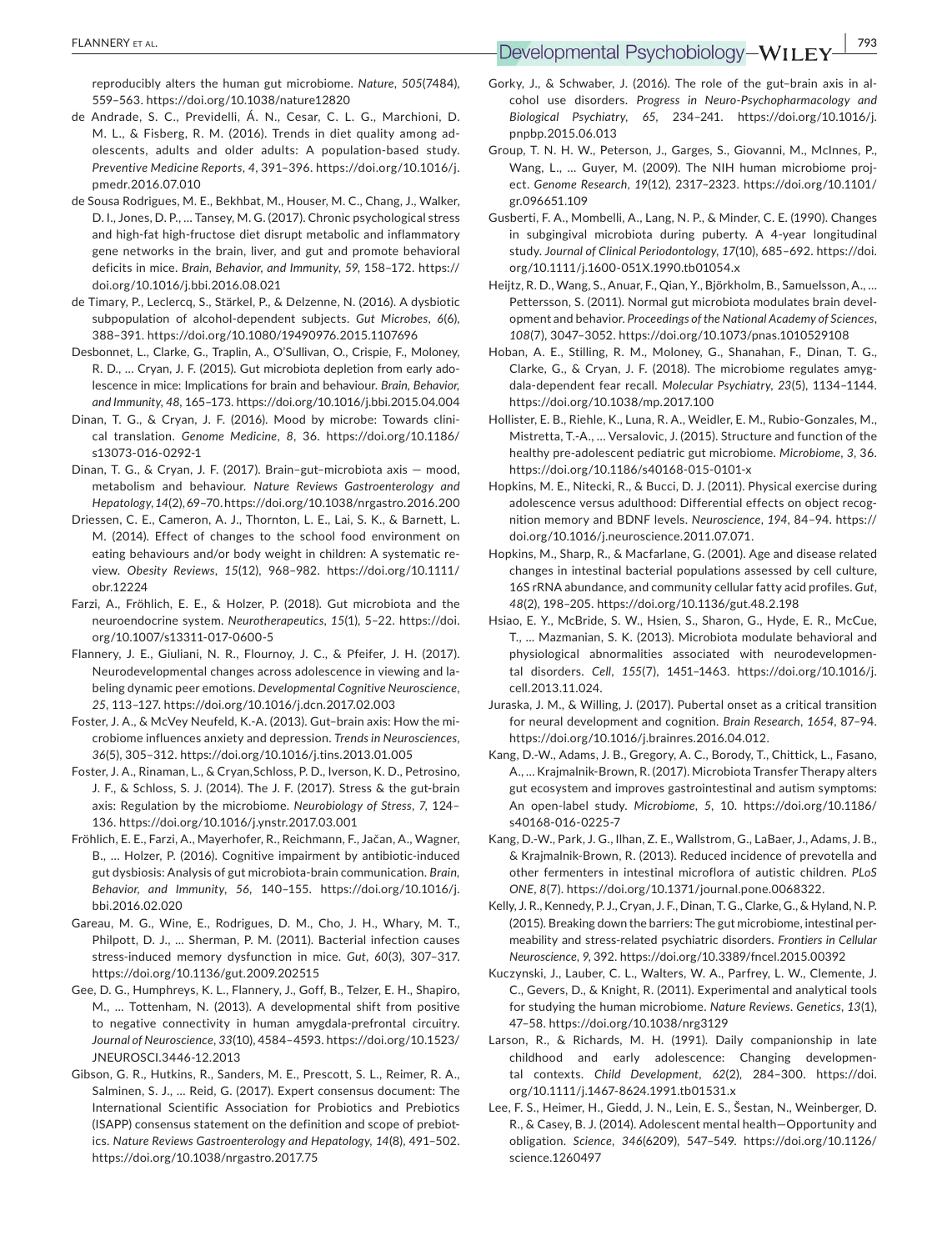reproducibly alters the human gut microbiome. *Nature*, *505*(7484), 559–563. https://doi.org/10.1038/nature12820

de Andrade, S. C., Previdelli, Á. N., Cesar, C. L. G., Marchioni, D. M. L., & Fisberg, R. M. (2016). Trends in diet quality among adolescents, adults and older adults: A population-based study. *Preventive Medicine Reports*, *4*, 391–396. https://doi.org/10.1016/j.pmedr.2016.07.010

de Sousa Rodrigues, M. E., Bekhbat, M., Houser, M. C., Chang, J., Walker, D. I., Jones, D. P., … Tansey, M. G. (2017). Chronic psychological stress and high-fat high-fructose diet disrupt metabolic and inflammatory gene networks in the brain, liver, and gut and promote behavioral deficits in mice. *Brain, Behavior, and Immunity*, *59*, 158–172. https://doi.org/10.1016/j.bbi.2016.08.021

de Timary, P., Leclercq, S., Stärkel, P., & Delzenne, N. (2016). A dysbiotic subpopulation of alcohol-dependent subjects. *Gut Microbes*, *6*(6), 388–391. https://doi.org/10.1080/19490976.2015.1107696

Desbonnet, L., Clarke, G., Traplin, A., O'Sullivan, O., Crispie, F., Moloney, R. D., … Cryan, J. F. (2015). Gut microbiota depletion from early adolescence in mice: Implications for brain and behaviour. *Brain, Behavior, and Immunity*, *48*, 165–173. https://doi.org/10.1016/j.bbi.2015.04.004

Dinan, T. G., & Cryan, J. F. (2016). Mood by microbe: Towards clinical translation. *Genome Medicine*, *8*, 36. https://doi.org/10.1186/s13073-016-0292-1

Dinan, T. G., & Cryan, J. F. (2017). Brain–gut–microbiota axis — mood, metabolism and behaviour. *Nature Reviews Gastroenterology and Hepatology*, *14*(2), 69–70. https://doi.org/10.1038/nrgastro.2016.200

Driessen, C. E., Cameron, A. J., Thornton, L. E., Lai, S. K., & Barnett, L. M. (2014). Effect of changes to the school food environment on eating behaviours and/or body weight in children: A systematic review. *Obesity Reviews*, *15*(12), 968–982. https://doi.org/10.1111/obr.12224

Farzi, A., Fröhlich, E. E., & Holzer, P. (2018). Gut microbiota and the neuroendocrine system. *Neurotherapeutics*, *15*(1), 5–22. https://doi.org/10.1007/s13311-017-0600-5

Flannery, J. E., Giuliani, N. R., Flournoy, J. C., & Pfeifer, J. H. (2017). Neurodevelopmental changes across adolescence in viewing and labeling dynamic peer emotions. *Developmental Cognitive Neuroscience*, *25*, 113–127. https://doi.org/10.1016/j.dcn.2017.02.003

Foster, J. A., & McVey Neufeld, K.-A. (2013). Gut–brain axis: How the microbiome influences anxiety and depression. *Trends in Neurosciences*, *36*(5), 305–312. https://doi.org/10.1016/j.tins.2013.01.005

Foster, J. A., Rinaman, L., & Cryan,Schloss, P. D., Iverson, K. D., Petrosino, J. F., & Schloss, S. J. (2014). The J. F. (2017). Stress & the gut-brain axis: Regulation by the microbiome. *Neurobiology of Stress*, *7*, 124–136. https://doi.org/10.1016/j.ynstr.2017.03.001

Fröhlich, E. E., Farzi, A., Mayerhofer, R., Reichmann, F., Jačan, A., Wagner, B., … Holzer, P. (2016). Cognitive impairment by antibiotic-induced gut dysbiosis: Analysis of gut microbiota-brain communication. *Brain, Behavior, and Immunity*, *56*, 140–155. https://doi.org/10.1016/j.bbi.2016.02.020

Gareau, M. G., Wine, E., Rodrigues, D. M., Cho, J. H., Whary, M. T., Philpott, D. J., … Sherman, P. M. (2011). Bacterial infection causes stress-induced memory dysfunction in mice. *Gut*, *60*(3), 307–317. https://doi.org/10.1136/gut.2009.202515

Gee, D. G., Humphreys, K. L., Flannery, J., Goff, B., Telzer, E. H., Shapiro, M., … Tottenham, N. (2013). A developmental shift from positive to negative connectivity in human amygdala-prefrontal circuitry. *Journal of Neuroscience*, *33*(10), 4584–4593. https://doi.org/10.1523/JNEUROSCI.3446-12.2013

Gibson, G. R., Hutkins, R., Sanders, M. E., Prescott, S. L., Reimer, R. A., Salminen, S. J., … Reid, G. (2017). Expert consensus document: The International Scientific Association for Probiotics and Prebiotics (ISAPP) consensus statement on the definition and scope of prebiotics. *Nature Reviews Gastroenterology and Hepatology*, *14*(8), 491–502. https://doi.org/10.1038/nrgastro.2017.75

Gorky, J., & Schwaber, J. (2016). The role of the gut–brain axis in alcohol use disorders. *Progress in Neuro-Psychopharmacology and Biological Psychiatry*, *65*, 234–241. https://doi.org/10.1016/j.pnpbp.2015.06.013

Group, T. N. H. W., Peterson, J., Garges, S., Giovanni, M., McInnes, P., Wang, L., … Guyer, M. (2009). The NIH human microbiome project. *Genome Research*, *19*(12), 2317–2323. https://doi.org/10.1101/gr.096651.109

Gusberti, F. A., Mombelli, A., Lang, N. P., & Minder, C. E. (1990). Changes in subgingival microbiota during puberty. A 4-year longitudinal study. *Journal of Clinical Periodontology*, *17*(10), 685–692. https://doi.org/10.1111/j.1600-051X.1990.tb01054.x

Heijtz, R. D., Wang, S., Anuar, F., Qian, Y., Björkholm, B., Samuelsson, A., … Pettersson, S. (2011). Normal gut microbiota modulates brain development and behavior. *Proceedings of the National Academy of Sciences*, *108*(7), 3047–3052. https://doi.org/10.1073/pnas.1010529108

Hoban, A. E., Stilling, R. M., Moloney, G., Shanahan, F., Dinan, T. G., Clarke, G., & Cryan, J. F. (2018). The microbiome regulates amygdala-dependent fear recall. *Molecular Psychiatry*, *23*(5), 1134–1144. https://doi.org/10.1038/mp.2017.100

Hollister, E. B., Riehle, K., Luna, R. A., Weidler, E. M., Rubio-Gonzales, M., Mistretta, T.-A., … Versalovic, J. (2015). Structure and function of the healthy pre-adolescent pediatric gut microbiome. *Microbiome*, *3*, 36. https://doi.org/10.1186/s40168-015-0101-x

Hopkins, M. E., Nitecki, R., & Bucci, D. J. (2011). Physical exercise during adolescence versus adulthood: Differential effects on object recognition memory and BDNF levels. *Neuroscience*, *194*, 84–94. https://doi.org/10.1016/j.neuroscience.2011.07.071.

Hopkins, M., Sharp, R., & Macfarlane, G. (2001). Age and disease related changes in intestinal bacterial populations assessed by cell culture, 16S rRNA abundance, and community cellular fatty acid profiles. *Gut*, *48*(2), 198–205. https://doi.org/10.1136/gut.48.2.198

Hsiao, E. Y., McBride, S. W., Hsien, S., Sharon, G., Hyde, E. R., McCue, T., … Mazmanian, S. K. (2013). Microbiota modulate behavioral and physiological abnormalities associated with neurodevelopmental disorders. *Cell*, *155*(7), 1451–1463. https://doi.org/10.1016/j.cell.2013.11.024.

Juraska, J. M., & Willing, J. (2017). Pubertal onset as a critical transition for neural development and cognition. *Brain Research*, *1654*, 87–94. https://doi.org/10.1016/j.brainres.2016.04.012.

Kang, D.-W., Adams, J. B., Gregory, A. C., Borody, T., Chittick, L., Fasano, A., … Krajmalnik-Brown, R. (2017). Microbiota Transfer Therapy alters gut ecosystem and improves gastrointestinal and autism symptoms: An open-label study. *Microbiome*, *5*, 10. https://doi.org/10.1186/s40168-016-0225-7

Kang, D.-W., Park, J. G., Ilhan, Z. E., Wallstrom, G., LaBaer, J., Adams, J. B., & Krajmalnik-Brown, R. (2013). Reduced incidence of prevotella and other fermenters in intestinal microflora of autistic children. *PLoS ONE*, *8*(7). https://doi.org/10.1371/journal.pone.0068322.

Kelly, J. R., Kennedy, P. J., Cryan, J. F., Dinan, T. G., Clarke, G., & Hyland, N. P. (2015). Breaking down the barriers: The gut microbiome, intestinal permeability and stress-related psychiatric disorders. *Frontiers in Cellular Neuroscience*, *9*, 392. https://doi.org/10.3389/fncel.2015.00392

Kuczynski, J., Lauber, C. L., Walters, W. A., Parfrey, L. W., Clemente, J. C., Gevers, D., & Knight, R. (2011). Experimental and analytical tools for studying the human microbiome. *Nature Reviews. Genetics*, *13*(1), 47–58. https://doi.org/10.1038/nrg3129

Larson, R., & Richards, M. H. (1991). Daily companionship in late childhood and early adolescence: Changing developmental contexts. *Child Development*, *62*(2), 284–300. https://doi.org/10.1111/j.1467-8624.1991.tb01531.x

Lee, F. S., Heimer, H., Giedd, J. N., Lein, E. S., Šestan, N., Weinberger, D. R., & Casey, B. J. (2014). Adolescent mental health—Opportunity and obligation. *Science*, *346*(6209), 547–549. https://doi.org/10.1126/science.1260497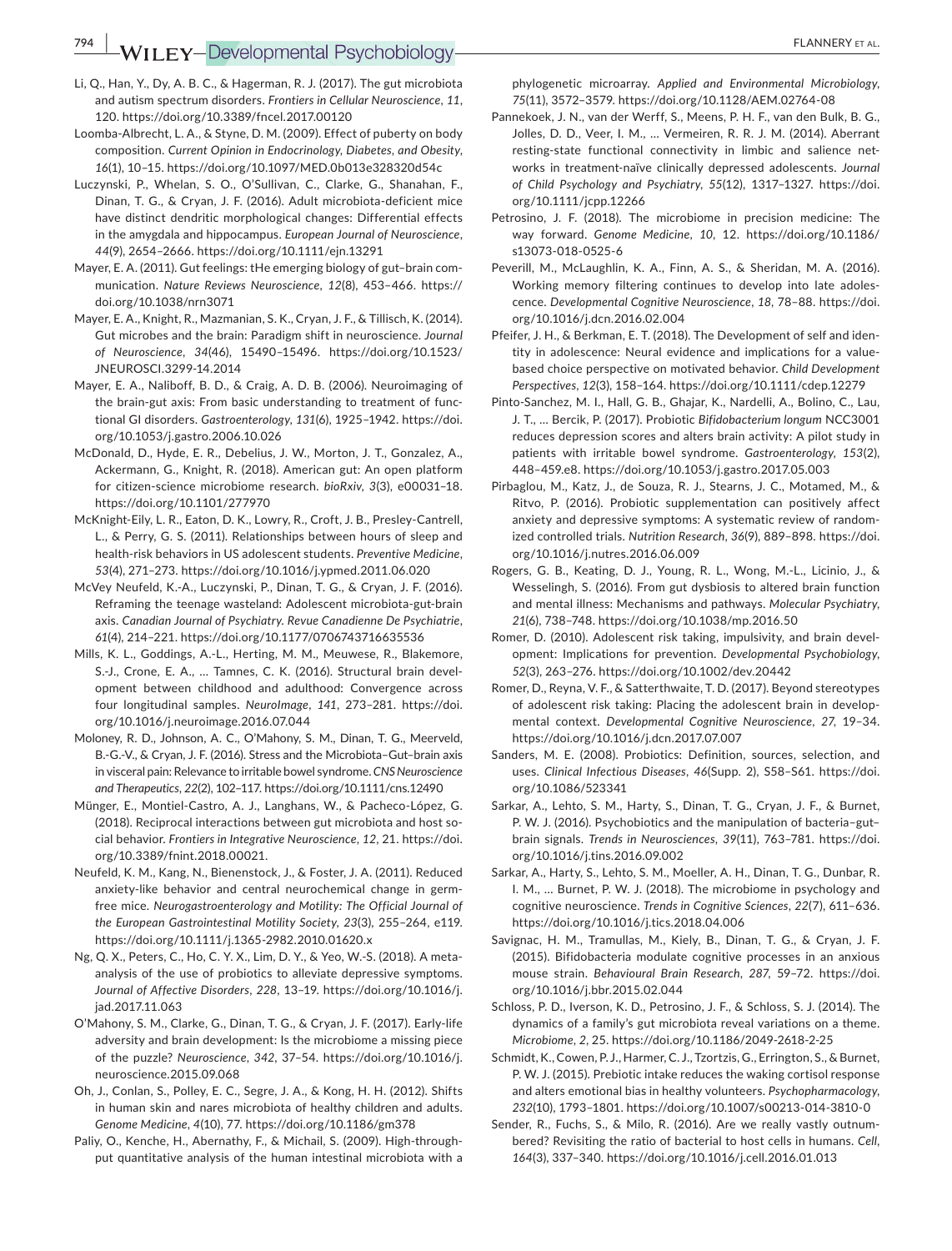Li, Q., Han, Y., Dy, A. B. C., & Hagerman, R. J. (2017). The gut microbiota and autism spectrum disorders. *Frontiers in Cellular Neuroscience*, *11*, 120. https://doi.org/10.3389/fncel.2017.00120

Loomba-Albrecht, L. A., & Styne, D. M. (2009). Effect of puberty on body composition. *Current Opinion in Endocrinology, Diabetes, and Obesity*, *16*(1), 10–15. https://doi.org/10.1097/MED.0b013e328320d54c

Luczynski, P., Whelan, S. O., O'Sullivan, C., Clarke, G., Shanahan, F., Dinan, T. G., & Cryan, J. F. (2016). Adult microbiota-deficient mice have distinct dendritic morphological changes: Differential effects in the amygdala and hippocampus. *European Journal of Neuroscience*, *44*(9), 2654–2666. https://doi.org/10.1111/ejn.13291

Mayer, E. A. (2011). Gut feelings: tHe emerging biology of gut–brain communication. *Nature Reviews Neuroscience*, *12*(8), 453–466. https://doi.org/10.1038/nrn3071

Mayer, E. A., Knight, R., Mazmanian, S. K., Cryan, J. F., & Tillisch, K. (2014). Gut microbes and the brain: Paradigm shift in neuroscience. *Journal of Neuroscience*, *34*(46), 15490–15496. https://doi.org/10.1523/JNEUROSCI.3299-14.2014

Mayer, E. A., Naliboff, B. D., & Craig, A. D. B. (2006). Neuroimaging of the brain-gut axis: From basic understanding to treatment of functional GI disorders. *Gastroenterology*, *131*(6), 1925–1942. https://doi.org/10.1053/j.gastro.2006.10.026

McDonald, D., Hyde, E. R., Debelius, J. W., Morton, J. T., Gonzalez, A., Ackermann, G., Knight, R. (2018). American gut: An open platform for citizen-science microbiome research. *bioRxiv*, *3*(3), e00031–18. https://doi.org/10.1101/277970

McKnight-Eily, L. R., Eaton, D. K., Lowry, R., Croft, J. B., Presley-Cantrell, L., & Perry, G. S. (2011). Relationships between hours of sleep and health-risk behaviors in US adolescent students. *Preventive Medicine*, *53*(4), 271–273. https://doi.org/10.1016/j.ypmed.2011.06.020

McVey Neufeld, K.-A., Luczynski, P., Dinan, T. G., & Cryan, J. F. (2016). Reframing the teenage wasteland: Adolescent microbiota-gut-brain axis. *Canadian Journal of Psychiatry. Revue Canadienne De Psychiatrie*, *61*(4), 214–221. https://doi.org/10.1177/0706743716635536

Mills, K. L., Goddings, A.-L., Herting, M. M., Meuwese, R., Blakemore, S.-J., Crone, E. A., … Tamnes, C. K. (2016). Structural brain development between childhood and adulthood: Convergence across four longitudinal samples. *NeuroImage*, *141*, 273–281. https://doi.org/10.1016/j.neuroimage.2016.07.044

Moloney, R. D., Johnson, A. C., O'Mahony, S. M., Dinan, T. G., Meerveld, B.-G.-V., & Cryan, J. F. (2016). Stress and the Microbiota–Gut–brain axis in visceral pain: Relevance to irritable bowel syndrome. *CNS Neuroscience and Therapeutics*, *22*(2), 102–117. https://doi.org/10.1111/cns.12490

Münger, E., Montiel-Castro, A. J., Langhans, W., & Pacheco-López, G. (2018). Reciprocal interactions between gut microbiota and host social behavior. *Frontiers in Integrative Neuroscience*, *12*, 21. https://doi.org/10.3389/fnint.2018.00021.

Neufeld, K. M., Kang, N., Bienenstock, J., & Foster, J. A. (2011). Reduced anxiety-like behavior and central neurochemical change in germ-free mice. *Neurogastroenterology and Motility: The Official Journal of the European Gastrointestinal Motility Society*, *23*(3), 255–264, e119. https://doi.org/10.1111/j.1365-2982.2010.01620.x

Ng, Q. X., Peters, C., Ho, C. Y. X., Lim, D. Y., & Yeo, W.-S. (2018). A meta-analysis of the use of probiotics to alleviate depressive symptoms. *Journal of Affective Disorders*, *228*, 13–19. https://doi.org/10.1016/j.jad.2017.11.063

O'Mahony, S. M., Clarke, G., Dinan, T. G., & Cryan, J. F. (2017). Early-life adversity and brain development: Is the microbiome a missing piece of the puzzle? *Neuroscience*, *342*, 37–54. https://doi.org/10.1016/j.neuroscience.2015.09.068

Oh, J., Conlan, S., Polley, E. C., Segre, J. A., & Kong, H. H. (2012). Shifts in human skin and nares microbiota of healthy children and adults. *Genome Medicine*, *4*(10), 77. https://doi.org/10.1186/gm378

Paliy, O., Kenche, H., Abernathy, F., & Michail, S. (2009). High-throughput quantitative analysis of the human intestinal microbiota with a phylogenetic microarray. *Applied and Environmental Microbiology*, *75*(11), 3572–3579. https://doi.org/10.1128/AEM.02764-08

Pannekoek, J. N., van der Werff, S., Meens, P. H. F., van den Bulk, B. G., Jolles, D. D., Veer, I. M., … Vermeiren, R. R. J. M. (2014). Aberrant resting-state functional connectivity in limbic and salience networks in treatment-naïve clinically depressed adolescents. *Journal of Child Psychology and Psychiatry*, *55*(12), 1317–1327. https://doi.org/10.1111/jcpp.12266

Petrosino, J. F. (2018). The microbiome in precision medicine: The way forward. *Genome Medicine*, *10*, 12. https://doi.org/10.1186/s13073-018-0525-6

Peverill, M., McLaughlin, K. A., Finn, A. S., & Sheridan, M. A. (2016). Working memory filtering continues to develop into late adolescence. *Developmental Cognitive Neuroscience*, *18*, 78–88. https://doi.org/10.1016/j.dcn.2016.02.004

Pfeifer, J. H., & Berkman, E. T. (2018). The Development of self and identity in adolescence: Neural evidence and implications for a value-based choice perspective on motivated behavior. *Child Development Perspectives*, *12*(3), 158–164. https://doi.org/10.1111/cdep.12279

Pinto-Sanchez, M. I., Hall, G. B., Ghajar, K., Nardelli, A., Bolino, C., Lau, J. T., … Bercik, P. (2017). Probiotic *Bifidobacterium longum* NCC3001 reduces depression scores and alters brain activity: A pilot study in patients with irritable bowel syndrome. *Gastroenterology*, *153*(2), 448–459.e8. https://doi.org/10.1053/j.gastro.2017.05.003

Pirbaglou, M., Katz, J., de Souza, R. J., Stearns, J. C., Motamed, M., & Ritvo, P. (2016). Probiotic supplementation can positively affect anxiety and depressive symptoms: A systematic review of randomized controlled trials. *Nutrition Research*, *36*(9), 889–898. https://doi.org/10.1016/j.nutres.2016.06.009

Rogers, G. B., Keating, D. J., Young, R. L., Wong, M.-L., Licinio, J., & Wesselingh, S. (2016). From gut dysbiosis to altered brain function and mental illness: Mechanisms and pathways. *Molecular Psychiatry*, *21*(6), 738–748. https://doi.org/10.1038/mp.2016.50

Romer, D. (2010). Adolescent risk taking, impulsivity, and brain development: Implications for prevention. *Developmental Psychobiology*, *52*(3), 263–276. https://doi.org/10.1002/dev.20442

Romer, D., Reyna, V. F., & Satterthwaite, T. D. (2017). Beyond stereotypes of adolescent risk taking: Placing the adolescent brain in developmental context. *Developmental Cognitive Neuroscience*, *27*, 19–34. https://doi.org/10.1016/j.dcn.2017.07.007

Sanders, M. E. (2008). Probiotics: Definition, sources, selection, and uses. *Clinical Infectious Diseases*, *46*(Supp. 2), S58–S61. https://doi.org/10.1086/523341

Sarkar, A., Lehto, S. M., Harty, S., Dinan, T. G., Cryan, J. F., & Burnet, P. W. J. (2016). Psychobiotics and the manipulation of bacteria–gut–brain signals. *Trends in Neurosciences*, *39*(11), 763–781. https://doi.org/10.1016/j.tins.2016.09.002

Sarkar, A., Harty, S., Lehto, S. M., Moeller, A. H., Dinan, T. G., Dunbar, R. I. M., … Burnet, P. W. J. (2018). The microbiome in psychology and cognitive neuroscience. *Trends in Cognitive Sciences*, *22*(7), 611–636. https://doi.org/10.1016/j.tics.2018.04.006

Savignac, H. M., Tramullas, M., Kiely, B., Dinan, T. G., & Cryan, J. F. (2015). Bifidobacteria modulate cognitive processes in an anxious mouse strain. *Behavioural Brain Research*, *287*, 59–72. https://doi.org/10.1016/j.bbr.2015.02.044

Schloss, P. D., Iverson, K. D., Petrosino, J. F., & Schloss, S. J. (2014). The dynamics of a family's gut microbiota reveal variations on a theme. *Microbiome*, *2*, 25. https://doi.org/10.1186/2049-2618-2-25

Schmidt, K., Cowen, P. J., Harmer, C. J., Tzortzis, G., Errington, S., & Burnet, P. W. J. (2015). Prebiotic intake reduces the waking cortisol response and alters emotional bias in healthy volunteers. *Psychopharmacology*, *232*(10), 1793–1801. https://doi.org/10.1007/s00213-014-3810-0

Sender, R., Fuchs, S., & Milo, R. (2016). Are we really vastly outnumbered? Revisiting the ratio of bacterial to host cells in humans. *Cell*, *164*(3), 337–340. https://doi.org/10.1016/j.cell.2016.01.013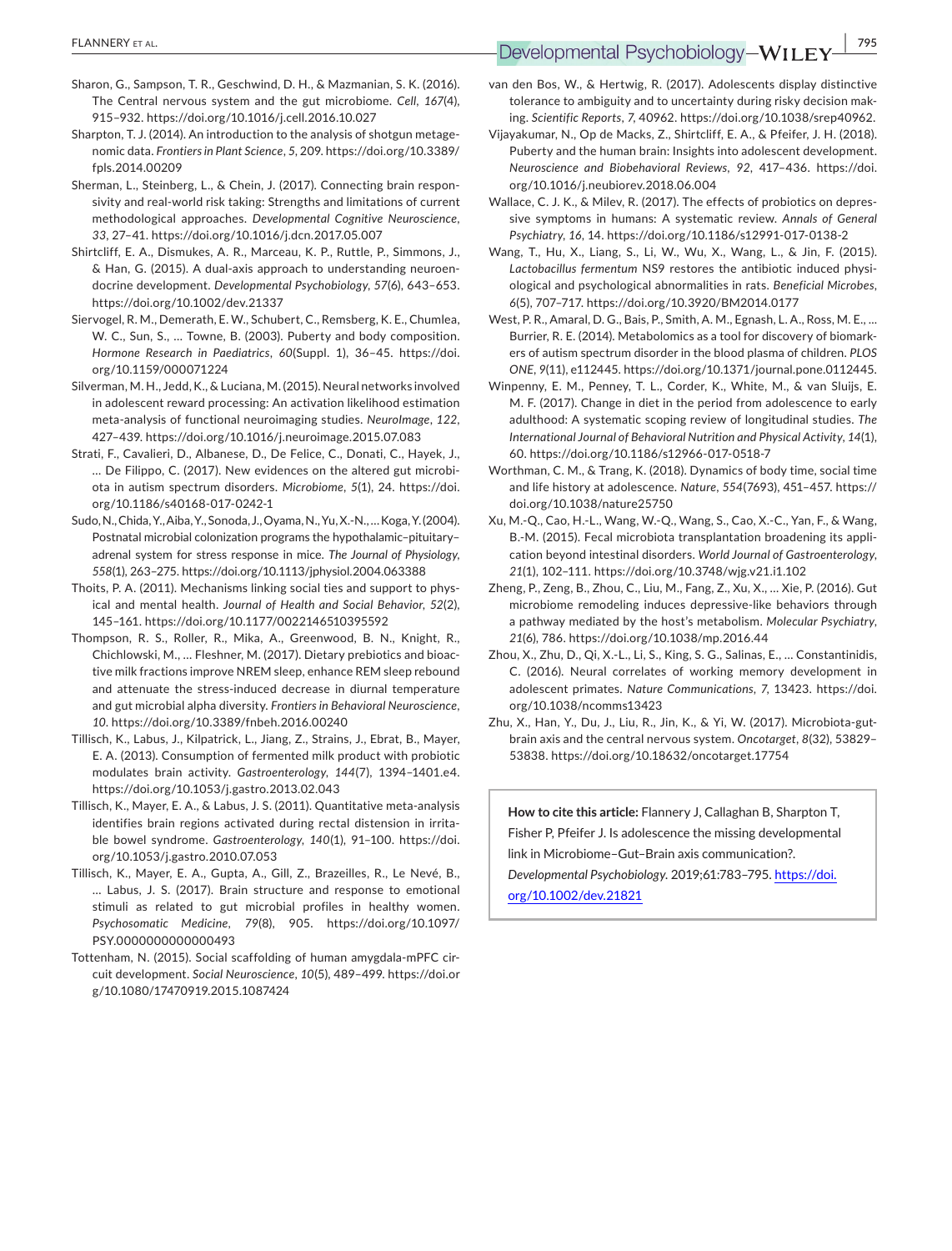Sharon, G., Sampson, T. R., Geschwind, D. H., & Mazmanian, S. K. (2016). The Central nervous system and the gut microbiome. *Cell*, *167*(4), 915–932. https://doi.org/10.1016/j.cell.2016.10.027

Sharpton, T. J. (2014). An introduction to the analysis of shotgun metagenomic data. *Frontiers in Plant Science*, *5*, 209. https://doi.org/10.3389/fpls.2014.00209

Sherman, L., Steinberg, L., & Chein, J. (2017). Connecting brain responsivity and real-world risk taking: Strengths and limitations of current methodological approaches. *Developmental Cognitive Neuroscience*, *33*, 27–41. https://doi.org/10.1016/j.dcn.2017.05.007

Shirtcliff, E. A., Dismukes, A. R., Marceau, K. P., Ruttle, P., Simmons, J., & Han, G. (2015). A dual-axis approach to understanding neuroendocrine development. *Developmental Psychobiology*, *57*(6), 643–653. https://doi.org/10.1002/dev.21337

Siervogel, R. M., Demerath, E. W., Schubert, C., Remsberg, K. E., Chumlea, W. C., Sun, S., … Towne, B. (2003). Puberty and body composition. *Hormone Research in Paediatrics*, *60*(Suppl. 1), 36–45. https://doi.org/10.1159/000071224

Silverman, M. H., Jedd, K., & Luciana, M. (2015). Neural networks involved in adolescent reward processing: An activation likelihood estimation meta-analysis of functional neuroimaging studies. *NeuroImage*, *122*, 427–439. https://doi.org/10.1016/j.neuroimage.2015.07.083

Strati, F., Cavalieri, D., Albanese, D., De Felice, C., Donati, C., Hayek, J., … De Filippo, C. (2017). New evidences on the altered gut microbiota in autism spectrum disorders. *Microbiome*, *5*(1), 24. https://doi.org/10.1186/s40168-017-0242-1

Sudo, N., Chida, Y., Aiba, Y., Sonoda, J., Oyama, N., Yu, X.-N., … Koga, Y. (2004). Postnatal microbial colonization programs the hypothalamic–pituitary–adrenal system for stress response in mice. *The Journal of Physiology*, *558*(1), 263–275. https://doi.org/10.1113/jphysiol.2004.063388

Thoits, P. A. (2011). Mechanisms linking social ties and support to physical and mental health. *Journal of Health and Social Behavior*, *52*(2), 145–161. https://doi.org/10.1177/0022146510395592

Thompson, R. S., Roller, R., Mika, A., Greenwood, B. N., Knight, R., Chichlowski, M., … Fleshner, M. (2017). Dietary prebiotics and bioactive milk fractions improve NREM sleep, enhance REM sleep rebound and attenuate the stress-induced decrease in diurnal temperature and gut microbial alpha diversity. *Frontiers in Behavioral Neuroscience*, *10*. https://doi.org/10.3389/fnbeh.2016.00240

Tillisch, K., Labus, J., Kilpatrick, L., Jiang, Z., Strains, J., Ebrat, B., Mayer, E. A. (2013). Consumption of fermented milk product with probiotic modulates brain activity. *Gastroenterology*, *144*(7), 1394–1401.e4. https://doi.org/10.1053/j.gastro.2013.02.043

Tillisch, K., Mayer, E. A., & Labus, J. S. (2011). Quantitative meta-analysis identifies brain regions activated during rectal distension in irritable bowel syndrome. *Gastroenterology*, *140*(1), 91–100. https://doi.org/10.1053/j.gastro.2010.07.053

Tillisch, K., Mayer, E. A., Gupta, A., Gill, Z., Brazeilles, R., Le Nevé, B., … Labus, J. S. (2017). Brain structure and response to emotional stimuli as related to gut microbial profiles in healthy women. *Psychosomatic Medicine*, *79*(8), 905. https://doi.org/10.1097/PSY.0000000000000493

Tottenham, N. (2015). Social scaffolding of human amygdala-mPFC circuit development. *Social Neuroscience*, *10*(5), 489–499. https://doi.org/10.1080/17470919.2015.1087424

van den Bos, W., & Hertwig, R. (2017). Adolescents display distinctive tolerance to ambiguity and to uncertainty during risky decision making. *Scientific Reports*, *7*, 40962. https://doi.org/10.1038/srep40962.

Vijayakumar, N., Op de Macks, Z., Shirtcliff, E. A., & Pfeifer, J. H. (2018). Puberty and the human brain: Insights into adolescent development. *Neuroscience and Biobehavioral Reviews*, *92*, 417–436. https://doi.org/10.1016/j.neubiorev.2018.06.004

Wallace, C. J. K., & Milev, R. (2017). The effects of probiotics on depressive symptoms in humans: A systematic review. *Annals of General Psychiatry*, *16*, 14. https://doi.org/10.1186/s12991-017-0138-2

Wang, T., Hu, X., Liang, S., Li, W., Wu, X., Wang, L., & Jin, F. (2015). *Lactobacillus fermentum* NS9 restores the antibiotic induced physiological and psychological abnormalities in rats. *Beneficial Microbes*, *6*(5), 707–717. https://doi.org/10.3920/BM2014.0177

West, P. R., Amaral, D. G., Bais, P., Smith, A. M., Egnash, L. A., Ross, M. E., … Burrier, R. E. (2014). Metabolomics as a tool for discovery of biomarkers of autism spectrum disorder in the blood plasma of children. *PLOS ONE*, *9*(11), e112445. https://doi.org/10.1371/journal.pone.0112445.

Winpenny, E. M., Penney, T. L., Corder, K., White, M., & van Sluijs, E. M. F. (2017). Change in diet in the period from adolescence to early adulthood: A systematic scoping review of longitudinal studies. *The International Journal of Behavioral Nutrition and Physical Activity*, *14*(1), 60. https://doi.org/10.1186/s12966-017-0518-7

Worthman, C. M., & Trang, K. (2018). Dynamics of body time, social time and life history at adolescence. *Nature*, *554*(7693), 451–457. https://doi.org/10.1038/nature25750

Xu, M.-Q., Cao, H.-L., Wang, W.-Q., Wang, S., Cao, X.-C., Yan, F., & Wang, B.-M. (2015). Fecal microbiota transplantation broadening its application beyond intestinal disorders. *World Journal of Gastroenterology*, *21*(1), 102–111. https://doi.org/10.3748/wjg.v21.i1.102

Zheng, P., Zeng, B., Zhou, C., Liu, M., Fang, Z., Xu, X., … Xie, P. (2016). Gut microbiome remodeling induces depressive-like behaviors through a pathway mediated by the host's metabolism. *Molecular Psychiatry*, *21*(6), 786. https://doi.org/10.1038/mp.2016.44

Zhou, X., Zhu, D., Qi, X.-L., Li, S., King, S. G., Salinas, E., … Constantinidis, C. (2016). Neural correlates of working memory development in adolescent primates. *Nature Communications*, *7*, 13423. https://doi.org/10.1038/ncomms13423

Zhu, X., Han, Y., Du, J., Liu, R., Jin, K., & Yi, W. (2017). Microbiota-gut-brain axis and the central nervous system. *Oncotarget*, *8*(32), 53829–53838. https://doi.org/10.18632/oncotarget.17754

**How to cite this article:** Flannery J, Callaghan B, Sharpton T, Fisher P, Pfeifer J. Is adolescence the missing developmental link in Microbiome–Gut–Brain axis communication?. *Developmental Psychobiology*. 2019;61:783–795. https://doi.org/10.1002/dev.21821